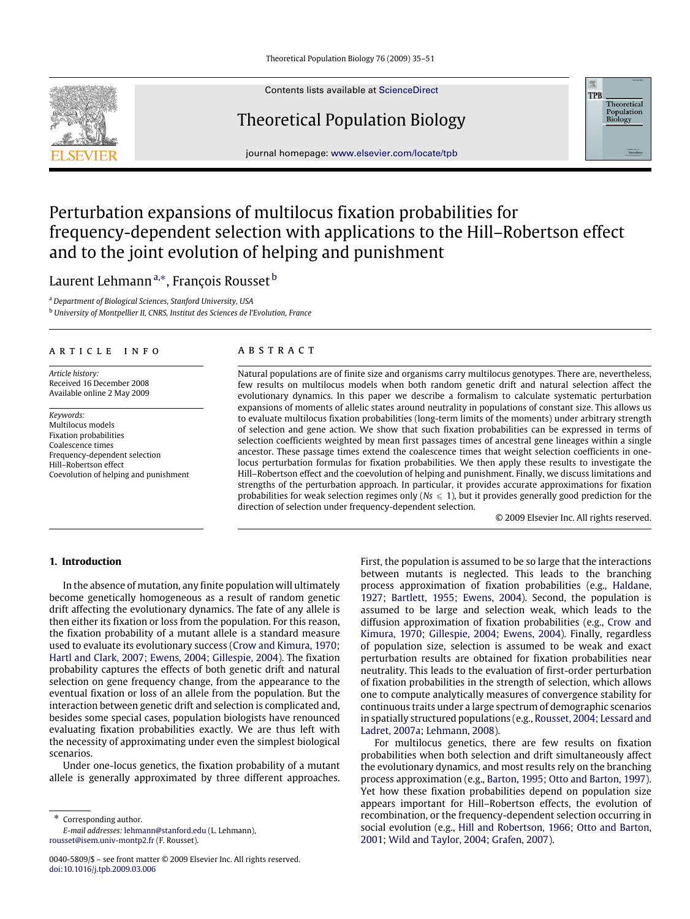# Perturbation expansions of multilocus fixation probabilities for frequency-dependent selection with applications to the Hill–Robertson effect and to the joint evolution of helping and punishment

Laurent Lehmann [a,*], François Rousset [b]

[a] *Department of Biological Sciences, Stanford University, USA*

[b] *University of Montpellier II, CNRS, Institut des Sciences de l'Evolution, France*

## ARTICLE INFO

*Article history:*
Received 16 December 2008
Available online 2 May 2009

*Keywords:*
Multilocus models
Fixation probabilities
Coalescence times
Frequency-dependent selection
Hill–Robertson effect
Coevolution of helping and punishment

## ABSTRACT

Natural populations are of finite size and organisms carry multilocus genotypes. There are, nevertheless, few results on multilocus models when both random genetic drift and natural selection affect the evolutionary dynamics. In this paper we describe a formalism to calculate systematic perturbation expansions of moments of allelic states around neutrality in populations of constant size. This allows us to evaluate multilocus fixation probabilities (long-term limits of the moments) under arbitrary strength of selection and gene action. We show that such fixation probabilities can be expressed in terms of selection coefficients weighted by mean first passages times of ancestral gene lineages within a single ancestor. These passage times extend the coalescence times that weight selection coefficients in one-locus perturbation formulas for fixation probabilities. We then apply these results to investigate the Hill–Robertson effect and the coevolution of helping and punishment. Finally, we discuss limitations and strengths of the perturbation approach. In particular, it provides accurate approximations for fixation probabilities for weak selection regimes only ($Ns \leqslant 1$), but it provides generally good prediction for the direction of selection under frequency-dependent selection.

© 2009 Elsevier Inc. All rights reserved.

## 1. Introduction

In the absence of mutation, any finite population will ultimately become genetically homogeneous as a result of random genetic drift affecting the evolutionary dynamics. The fate of any allele is then either its fixation or loss from the population. For this reason, the fixation probability of a mutant allele is a standard measure used to evaluate its evolutionary success (Crow and Kimura, 1970; Hartl and Clark, 2007; Ewens, 2004; Gillespie, 2004). The fixation probability captures the effects of both genetic drift and natural selection on gene frequency change, from the appearance to the eventual fixation or loss of an allele from the population. But the interaction between genetic drift and selection is complicated and, besides some special cases, population biologists have renounced evaluating fixation probabilities exactly. We are thus left with the necessity of approximating under even the simplest biological scenarios.

Under one-locus genetics, the fixation probability of a mutant allele is generally approximated by three different approaches. First, the population is assumed to be so large that the interactions between mutants is neglected. This leads to the branching process approximation of fixation probabilities (e.g., Haldane, 1927; Bartlett, 1955; Ewens, 2004). Second, the population is assumed to be large and selection weak, which leads to the diffusion approximation of fixation probabilities (e.g., Crow and Kimura, 1970; Gillespie, 2004; Ewens, 2004). Finally, regardless of population size, selection is assumed to be weak and exact perturbation results are obtained for fixation probabilities near neutrality. This leads to the evaluation of first-order perturbation of fixation probabilities in the strength of selection, which allows one to compute analytically measures of convergence stability for continuous traits under a large spectrum of demographic scenarios in spatially structured populations (e.g., Rousset, 2004; Lessard and Ladret, 2007a; Lehmann, 2008).

For multilocus genetics, there are few results on fixation probabilities when both selection and drift simultaneously affect the evolutionary dynamics, and most results rely on the branching process approximation (e.g., Barton, 1995; Otto and Barton, 1997). Yet how these fixation probabilities depend on population size appears important for Hill–Robertson effects, the evolution of recombination, or the frequency-dependent selection occurring in social evolution (e.g., Hill and Robertson, 1966; Otto and Barton, 2001; Wild and Taylor, 2004; Grafen, 2007).

---

* Corresponding author.
*E-mail addresses:* lehmann@stanford.edu (L. Lehmann), rousset@isem.univ-montp2.fr (F. Rousset).

0040-5809/$ – see front matter © 2009 Elsevier Inc. All rights reserved.
doi:10.1016/j.tpb.2009.03.006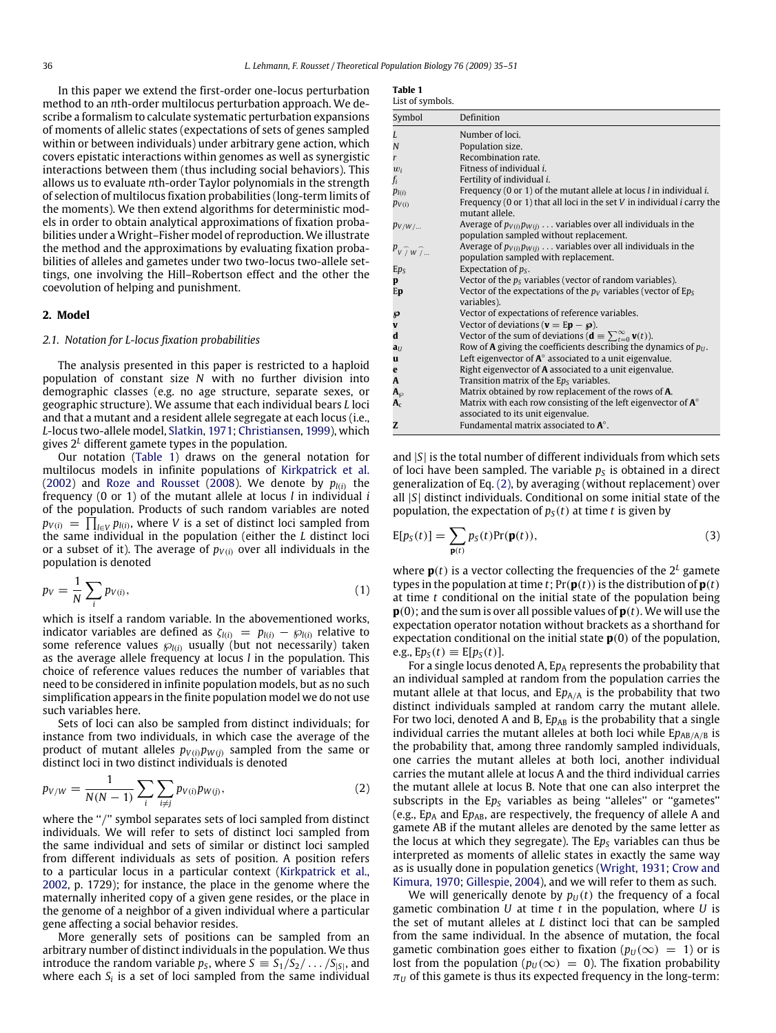In this paper we extend the first-order one-locus perturbation method to an $n$th-order multilocus perturbation approach. We describe a formalism to calculate systematic perturbation expansions of moments of allelic states (expectations of sets of genes sampled within or between individuals) under arbitrary gene action, which covers epistatic interactions within genomes as well as synergistic interactions between them (thus including social behaviors). This allows us to evaluate $n$th-order Taylor polynomials in the strength of selection of multilocus fixation probabilities (long-term limits of the moments). We then extend algorithms for deterministic models in order to obtain analytical approximations of fixation probabilities under a Wright–Fisher model of reproduction. We illustrate the method and the approximations by evaluating fixation probabilities of alleles and gametes under two two-locus two-allele settings, one involving the Hill–Robertson effect and the other the coevolution of helping and punishment.

## 2. Model

### 2.1. Notation for L-locus fixation probabilities

The analysis presented in this paper is restricted to a haploid population of constant size $N$ with no further division into demographic classes (e.g. no age structure, separate sexes, or geographic structure). We assume that each individual bears $L$ loci and that a mutant and a resident allele segregate at each locus (i.e., $L$-locus two-allele model, Slatkin, 1971; Christiansen, 1999), which gives $2^L$ different gamete types in the population.

Our notation (Table 1) draws on the general notation for multilocus models in infinite populations of Kirkpatrick et al. (2002) and Roze and Rousset (2008). We denote by $p_{l(i)}$ the frequency (0 or 1) of the mutant allele at locus $l$ in individual $i$ of the population. Products of such random variables are noted $p_{V(i)} = \prod_{l \in V} p_{l(i)}$, where $V$ is a set of distinct loci sampled from the same individual in the population (either the $L$ distinct loci or a subset of it). The average of $p_{V(i)}$ over all individuals in the population is denoted

$$p_V = \frac{1}{N} \sum_i p_{V(i)}, \tag{1}$$

which is itself a random variable. In the abovementioned works, indicator variables are defined as $\zeta_{l(i)} = p_{l(i)} - \wp_{l(i)}$ relative to some reference values $\wp_{l(i)}$ usually (but not necessarily) taken as the average allele frequency at locus $l$ in the population. This choice of reference values reduces the number of variables that need to be considered in infinite population models, but as no such simplification appears in the finite population model we do not use such variables here.

Sets of loci can also be sampled from distinct individuals; for instance from two individuals, in which case the average of the product of mutant alleles $p_{V(i)} p_{W(j)}$ sampled from the same or distinct loci in two distinct individuals is denoted

$$p_{V/W} = \frac{1}{N(N-1)} \sum_i \sum_{i \neq j} p_{V(i)} p_{W(j)}, \tag{2}$$

where the "/" symbol separates sets of loci sampled from distinct individuals. We will refer to sets of distinct loci sampled from the same individual and sets of similar or distinct loci sampled from different individuals as sets of position. A position refers to a particular locus in a particular context (Kirkpatrick et al., 2002, p. 1729); for instance, the place in the genome where the maternally inherited copy of a given gene resides, or the place in the genome of a neighbor of a given individual where a particular gene affecting a social behavior resides.

More generally sets of positions can be sampled from an arbitrary number of distinct individuals in the population. We thus introduce the random variable $p_S$, where $S \equiv S_1/S_2/\ldots/S_{|S|}$, and where each $S_i$ is a set of loci sampled from the same individual and $|S|$ is the total number of different individuals from which sets of loci have been sampled. The variable $p_S$ is obtained in a direct generalization of Eq. (2), by averaging (without replacement) over all $|S|$ distinct individuals. Conditional on some initial state of the population, the expectation of $p_S(t)$ at time $t$ is given by

$$\mathrm{E}[p_S(t)] = \sum_{\mathbf{p}(t)} p_S(t) \Pr(\mathbf{p}(t)), \tag{3}$$

where $\mathbf{p}(t)$ is a vector collecting the frequencies of the $2^L$ gamete types in the population at time $t$; $\Pr(\mathbf{p}(t))$ is the distribution of $\mathbf{p}(t)$ at time $t$ conditional on the initial state of the population being $\mathbf{p}(0)$; and the sum is over all possible values of $\mathbf{p}(t)$. We will use the expectation operator notation without brackets as a shorthand for expectation conditional on the initial state $\mathbf{p}(0)$ of the population, e.g., $\mathrm{E}p_S(t) \equiv \mathrm{E}[p_S(t)]$.

For a single locus denoted A, $\mathrm{E}p_{\mathrm{A}}$ represents the probability that an individual sampled at random from the population carries the mutant allele at that locus, and $\mathrm{E}p_{\mathrm{A/A}}$ is the probability that two distinct individuals sampled at random carry the mutant allele. For two loci, denoted A and B, $\mathrm{E}p_{\mathrm{AB}}$ is the probability that a single individual carries the mutant alleles at both loci while $\mathrm{E}p_{\mathrm{AB/A/B}}$ is the probability that, among three randomly sampled individuals, one carries the mutant alleles at both loci, another individual carries the mutant allele at locus A and the third individual carries the mutant allele at locus B. Note that one can also interpret the subscripts in the $\mathrm{E}p_S$ variables as being "alleles" or "gametes" (e.g., $\mathrm{E}p_{\mathrm{A}}$ and $\mathrm{E}p_{\mathrm{AB}}$, are respectively, the frequency of allele A and gamete AB if the mutant alleles are denoted by the same letter as the locus at which they segregate). The $\mathrm{E}p_S$ variables can thus be interpreted as moments of allelic states in exactly the same way as is usually done in population genetics (Wright, 1931; Crow and Kimura, 1970; Gillespie, 2004), and we will refer to them as such.

We will generically denote by $p_U(t)$ the frequency of a focal gametic combination $U$ at time $t$ in the population, where $U$ is the set of mutant alleles at $L$ distinct loci that can be sampled from the same individual. In the absence of mutation, the focal gametic combination goes either to fixation ($p_U(\infty) = 1$) or is lost from the population ($p_U(\infty) = 0$). The fixation probability $\pi_U$ of this gamete is thus its expected frequency in the long-term:

**Table 1**
List of symbols.

| Symbol | Definition |
|---|---|
| $L$ | Number of loci. |
| $N$ | Population size. |
| $r$ | Recombination rate. |
| $w_i$ | Fitness of individual $i$. |
| $f_i$ | Fertility of individual $i$. |
| $p_{l(i)}$ | Frequency (0 or 1) of the mutant allele at locus $l$ in individual $i$. |
| $p_{V(i)}$ | Frequency (0 or 1) that all loci in the set $V$ in individual $i$ carry the mutant allele. |
| $p_{V/W/\ldots}$ | Average of $p_{V(i)} p_{W(j)} \ldots$ variables over all individuals in the population sampled without replacement. |
| $p_{V \frown / W \frown / \ldots}$ | Average of $p_{V(i)} p_{W(j)} \ldots$ variables over all individuals in the population sampled with replacement. |
| $\mathrm{E}p_S$ | Expectation of $p_S$. |
| $\mathbf{p}$ | Vector of the $p_S$ variables (vector of random variables). |
| $\mathrm{E}\mathbf{p}$ | Vector of the expectations of the $p_V$ variables (vector of $\mathrm{E}p_S$ variables). |
| $\boldsymbol{\wp}$ | Vector of expectations of reference variables. |
| $\mathbf{v}$ | Vector of deviations ($\mathbf{v} = \mathrm{E}\mathbf{p} - \boldsymbol{\wp}$). |
| $\mathbf{d}$ | Vector of the sum of deviations ($\mathbf{d} \equiv \sum_{t=0}^{\infty} \mathbf{v}(t)$). |
| $\mathbf{a}_U$ | Row of $\mathbf{A}$ giving the coefficients describing the dynamics of $p_U$. |
| $\mathbf{u}$ | Left eigenvector of $\mathbf{A}^{\circ}$ associated to a unit eigenvalue. |
| $\mathbf{e}$ | Right eigenvector of $\mathbf{A}$ associated to a unit eigenvalue. |
| $\mathbf{A}$ | Transition matrix of the $\mathrm{E}p_S$ variables. |
| $\mathbf{A}_{\wp}$ | Matrix obtained by row replacement of the rows of $\mathbf{A}$. |
| $\mathbf{A}_c$ | Matrix with each row consisting of the left eigenvector of $\mathbf{A}^{\circ}$ associated to its unit eigenvalue. |
| $\mathbf{Z}$ | Fundamental matrix associated to $\mathbf{A}^{\circ}$. |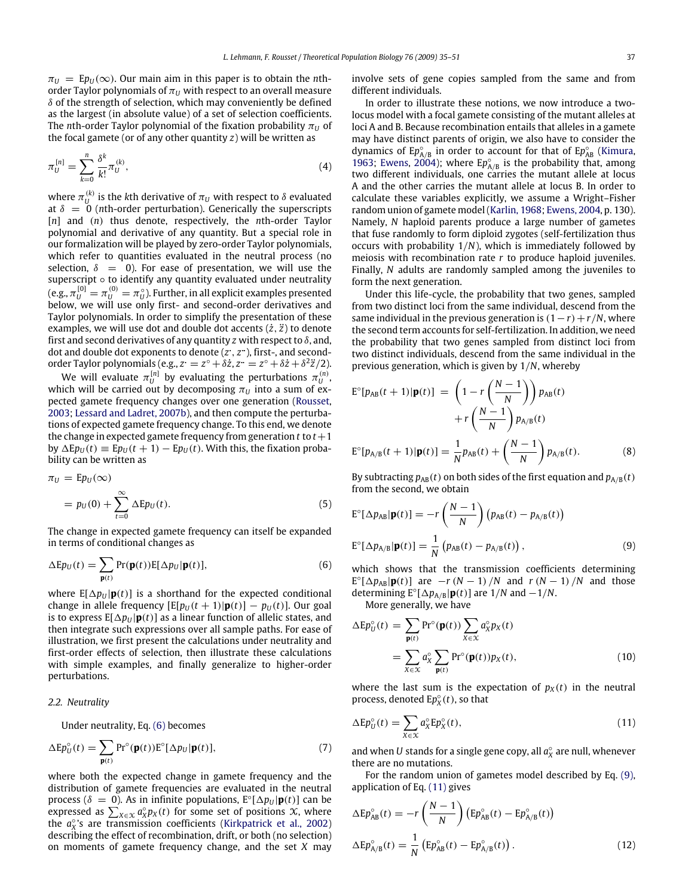$\pi_U = \mathrm{E}p_U(\infty)$. Our main aim in this paper is to obtain the $n$th-order Taylor polynomials of $\pi_U$ with respect to an overall measure $\delta$ of the strength of selection, which may conveniently be defined as the largest (in absolute value) of a set of selection coefficients. The $n$th-order Taylor polynomial of the fixation probability $\pi_U$ of the focal gamete (or of any other quantity $z$) will be written as

$$\pi_U^{[n]} = \sum_{k=0}^{n} \frac{\delta^k}{k!} \pi_U^{(k)}, \tag{4}$$

where $\pi_U^{(k)}$ is the $k$th derivative of $\pi_U$ with respect to $\delta$ evaluated at $\delta = 0$ ($n$th-order perturbation). Generically the superscripts $[n]$ and $(n)$ thus denote, respectively, the $n$th-order Taylor polynomial and derivative of any quantity. But a special role in our formalization will be played by zero-order Taylor polynomials, which refer to quantities evaluated in the neutral process (no selection, $\delta = 0$). For ease of presentation, we will use the superscript $\circ$ to identify any quantity evaluated under neutrality (e.g., $\pi_U^{[0]} = \pi_U^{(0)} = \pi_U^{\circ}$). Further, in all explicit examples presented below, we will use only first- and second-order derivatives and Taylor polynomials. In order to simplify the presentation of these examples, we will use dot and double dot accents ($\dot{z}, \ddot{z}$) to denote first and second derivatives of any quantity $z$ with respect to $\delta$, and, dot and double dot exponents to denote ($z^{\cdot}, z^{\cdot\cdot}$), first-, and second-order Taylor polynomials (e.g., $z^{\cdot} = z^{\circ} + \delta\dot{z}, z^{\cdot\cdot} = z^{\circ} + \delta\dot{z} + \delta^2\ddot{z}/2$).

We will evaluate $\pi_U^{[n]}$ by evaluating the perturbations $\pi_U^{(n)}$, which will be carried out by decomposing $\pi_U$ into a sum of expected gamete frequency changes over one generation (Rousset, 2003; Lessard and Ladret, 2007b), and then compute the perturbations of expected gamete frequency change. To this end, we denote the change in expected gamete frequency from generation $t$ to $t+1$ by $\Delta \mathrm{E}p_U(t) \equiv \mathrm{E}p_U(t+1) - \mathrm{E}p_U(t)$. With this, the fixation probability can be written as

$$\begin{aligned} \pi_U &= \mathrm{E}p_U(\infty) \\ &= p_U(0) + \sum_{t=0}^{\infty} \Delta \mathrm{E}p_U(t). \end{aligned} \tag{5}$$

The change in expected gamete frequency can itself be expanded in terms of conditional changes as

$$\Delta \mathrm{E}p_U(t) = \sum_{\mathbf{p}(t)} \Pr(\mathbf{p}(t)) \mathrm{E}[\Delta p_U | \mathbf{p}(t)], \tag{6}$$

where $\mathrm{E}[\Delta p_U|\mathbf{p}(t)]$ is a shorthand for the expected conditional change in allele frequency $[\mathrm{E}[p_U(t+1)|\mathbf{p}(t)] - p_U(t)]$. Our goal is to express $\mathrm{E}[\Delta p_U|\mathbf{p}(t)]$ as a linear function of allelic states, and then integrate such expressions over all sample paths. For ease of illustration, we first present the calculations under neutrality and first-order effects of selection, then illustrate these calculations with simple examples, and finally generalize to higher-order perturbations.

### 2.2. Neutrality

Under neutrality, Eq. (6) becomes

$$\Delta \mathrm{E}p_U^{\circ}(t) = \sum_{\mathbf{p}(t)} \Pr^{\circ}(\mathbf{p}(t)) \mathrm{E}^{\circ}[\Delta p_U | \mathbf{p}(t)], \tag{7}$$

where both the expected change in gamete frequency and the distribution of gamete frequencies are evaluated in the neutral process ($\delta = 0$). As in infinite populations, $\mathrm{E}^{\circ}[\Delta p_U|\mathbf{p}(t)]$ can be expressed as $\sum_{X \in \mathcal{X}} a_X^{\circ} p_X(t)$ for some set of positions $\mathcal{X}$, where the $a_X^{\circ}$'s are transmission coefficients (Kirkpatrick et al., 2002) describing the effect of recombination, drift, or both (no selection) on moments of gamete frequency change, and the set $X$ may involve sets of gene copies sampled from the same and from different individuals.

In order to illustrate these notions, we now introduce a two-locus model with a focal gamete consisting of the mutant alleles at loci A and B. Because recombination entails that alleles in a gamete may have distinct parents of origin, we also have to consider the dynamics of $\mathrm{E}p_{\mathrm{A/B}}^{\circ}$ in order to account for that of $\mathrm{E}p_{\mathrm{AB}}^{\circ}$ (Kimura, 1963; Ewens, 2004); where $\mathrm{E}p_{\mathrm{A/B}}^{\circ}$ is the probability that, among two different individuals, one carries the mutant allele at locus A and the other carries the mutant allele at locus B. In order to calculate these variables explicitly, we assume a Wright–Fisher random union of gamete model (Karlin, 1968; Ewens, 2004, p. 130). Namely, $N$ haploid parents produce a large number of gametes that fuse randomly to form diploid zygotes (self-fertilization thus occurs with probability $1/N$), which is immediately followed by meiosis with recombination rate $r$ to produce haploid juveniles. Finally, $N$ adults are randomly sampled among the juveniles to form the next generation.

Under this life-cycle, the probability that two genes, sampled from two distinct loci from the same individual, descend from the same individual in the previous generation is $(1-r) + r/N$, where the second term accounts for self-fertilization. In addition, we need the probability that two genes sampled from distinct loci from two distinct individuals, descend from the same individual in the previous generation, which is given by $1/N$, whereby

$$\begin{aligned} \mathrm{E}^{\circ}[p_{\mathrm{AB}}(t+1)|\mathbf{p}(t)] &= \left(1 - r\left(\frac{N-1}{N}\right)\right) p_{\mathrm{AB}}(t) \\ &\quad + r\left(\frac{N-1}{N}\right) p_{\mathrm{A/B}}(t) \\ \mathrm{E}^{\circ}[p_{\mathrm{A/B}}(t+1)|\mathbf{p}(t)] &= \frac{1}{N} p_{\mathrm{AB}}(t) + \left(\frac{N-1}{N}\right) p_{\mathrm{A/B}}(t). \end{aligned} \tag{8}$$

By subtracting $p_{\mathrm{AB}}(t)$ on both sides of the first equation and $p_{\mathrm{A/B}}(t)$ from the second, we obtain

$$\begin{aligned} \mathrm{E}^{\circ}[\Delta p_{\mathrm{AB}}|\mathbf{p}(t)] &= -r\left(\frac{N-1}{N}\right)\left(p_{\mathrm{AB}}(t) - p_{\mathrm{A/B}}(t)\right) \\ \mathrm{E}^{\circ}[\Delta p_{\mathrm{A/B}}|\mathbf{p}(t)] &= \frac{1}{N}\left(p_{\mathrm{AB}}(t) - p_{\mathrm{A/B}}(t)\right), \end{aligned} \tag{9}$$

which shows that the transmission coefficients determining $\mathrm{E}^{\circ}[\Delta p_{\mathrm{AB}}|\mathbf{p}(t)]$ are $-r(N-1)/N$ and $r(N-1)/N$ and those determining $\mathrm{E}^{\circ}[\Delta p_{\mathrm{A/B}}|\mathbf{p}(t)]$ are $1/N$ and $-1/N$.

More generally, we have

$$\begin{aligned} \Delta \mathrm{E}p_U^{\circ}(t) &= \sum_{\mathbf{p}(t)} \Pr^{\circ}(\mathbf{p}(t)) \sum_{X \in \mathcal{X}} a_X^{\circ} p_X(t) \\ &= \sum_{X \in \mathcal{X}} a_X^{\circ} \sum_{\mathbf{p}(t)} \Pr^{\circ}(\mathbf{p}(t)) p_X(t), \end{aligned} \tag{10}$$

where the last sum is the expectation of $p_X(t)$ in the neutral process, denoted $\mathrm{E}p_X^{\circ}(t)$, so that

$$\Delta \mathrm{E}p_U^{\circ}(t) = \sum_{X \in \mathcal{X}} a_X^{\circ} \mathrm{E}p_X^{\circ}(t), \tag{11}$$

and when $U$ stands for a single gene copy, all $a_X^{\circ}$ are null, whenever there are no mutations.

For the random union of gametes model described by Eq. (9), application of Eq. (11) gives

$$\begin{aligned} \Delta \mathrm{E}p_{\mathrm{AB}}^{\circ}(t) &= -r\left(\frac{N-1}{N}\right)\left(\mathrm{E}p_{\mathrm{AB}}^{\circ}(t) - \mathrm{E}p_{\mathrm{A/B}}^{\circ}(t)\right) \\ \Delta \mathrm{E}p_{\mathrm{A/B}}^{\circ}(t) &= \frac{1}{N}\left(\mathrm{E}p_{\mathrm{AB}}^{\circ}(t) - \mathrm{E}p_{\mathrm{A/B}}^{\circ}(t)\right). \end{aligned} \tag{12}$$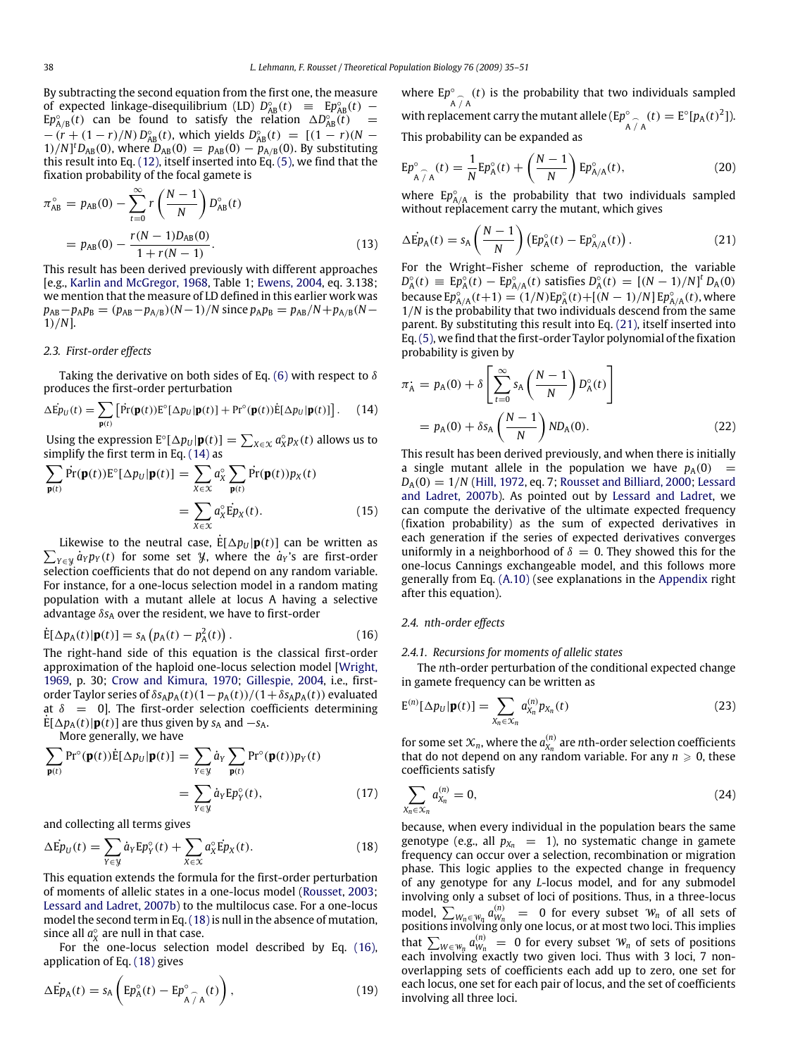By subtracting the second equation from the first one, the measure of expected linkage-disequilibrium (LD) $D^\circ_{AB}(t) \equiv \mathrm{E}p^\circ_{AB}(t) - \mathrm{E}p^\circ_{A/B}(t)$ can be found to satisfy the relation $\Delta D^\circ_{AB}(t) = -(r + (1-r)/N) D^\circ_{AB}(t)$, which yields $D^\circ_{AB}(t) = [(1-r)(N-1)/N]^t D_{AB}(0)$, where $D_{AB}(0) = p_{AB}(0) - p_{A/B}(0)$. By substituting this result into Eq. (12), itself inserted into Eq. (5), we find that the fixation probability of the focal gamete is

$$\pi^\circ_{AB} = p_{AB}(0) - \sum_{t=0}^{\infty} r\left(\frac{N-1}{N}\right) D^\circ_{AB}(t)$$
$$= p_{AB}(0) - \frac{r(N-1)D_{AB}(0)}{1 + r(N-1)}. \tag{13}$$

This result has been derived previously with different approaches [e.g., Karlin and McGregor, 1968, Table 1; Ewens, 2004, eq. 3.138; we mention that the measure of LD defined in this earlier work was $p_{AB} - p_A p_B = (p_{AB} - p_{A/B})(N-1)/N$ since $p_A p_B = p_{AB}/N + p_{A/B}(N-1)/N$].

### 2.3. First-order effects

Taking the derivative on both sides of Eq. (6) with respect to $\delta$ produces the first-order perturbation

$$\Delta \dot{\mathrm{E}} p_U(t) = \sum_{\mathbf{p}(t)} \left[ \dot{\Pr}(\mathbf{p}(t)) \mathrm{E}^\circ[\Delta p_U | \mathbf{p}(t)] + \Pr^\circ(\mathbf{p}(t)) \dot{\mathrm{E}}[\Delta p_U | \mathbf{p}(t)] \right]. \tag{14}$$

Using the expression $\mathrm{E}^\circ[\Delta p_U|\mathbf{p}(t)] = \sum_{X \in \mathcal{X}} a^\circ_X p_X(t)$ allows us to simplify the first term in Eq. (14) as

$$\sum_{\mathbf{p}(t)} \dot{\Pr}(\mathbf{p}(t)) \mathrm{E}^\circ[\Delta p_U | \mathbf{p}(t)] = \sum_{X \in \mathcal{X}} a^\circ_X \sum_{\mathbf{p}(t)} \dot{\Pr}(\mathbf{p}(t)) p_X(t)$$
$$= \sum_{X \in \mathcal{X}} a^\circ_X \dot{\mathrm{E}} p_X(t). \tag{15}$$

Likewise to the neutral case, $\dot{\mathrm{E}}[\Delta p_U|\mathbf{p}(t)]$ can be written as $\sum_{Y \in \mathcal{Y}} \dot{a}_Y p_Y(t)$ for some set $\mathcal{Y}$, where the $\dot{a}_Y$'s are first-order selection coefficients that do not depend on any random variable. For instance, for a one-locus selection model in a random mating population with a mutant allele at locus A having a selective advantage $\delta s_A$ over the resident, we have to first-order

$$\dot{\mathrm{E}}[\Delta p_A(t)|\mathbf{p}(t)] = s_A\left(p_A(t) - p_A^2(t)\right). \tag{16}$$

The right-hand side of this equation is the classical first-order approximation of the haploid one-locus selection model [Wright, 1969, p. 30; Crow and Kimura, 1970; Gillespie, 2004, i.e., first-order Taylor series of $\delta s_A p_A(t)(1-p_A(t))/(1+\delta s_A p_A(t))$ evaluated at $\delta = 0$]. The first-order selection coefficients determining $\dot{\mathrm{E}}[\Delta p_A(t)|\mathbf{p}(t)]$ are thus given by $s_A$ and $-s_A$.

More generally, we have

$$\sum_{\mathbf{p}(t)} \Pr^\circ(\mathbf{p}(t)) \dot{\mathrm{E}}[\Delta p_U|\mathbf{p}(t)] = \sum_{Y \in \mathcal{Y}} \dot{a}_Y \sum_{\mathbf{p}(t)} \Pr^\circ(\mathbf{p}(t)) p_Y(t)$$
$$= \sum_{Y \in \mathcal{Y}} \dot{a}_Y \mathrm{E}p^\circ_Y(t), \tag{17}$$

and collecting all terms gives

$$\Delta \dot{\mathrm{E}} p_U(t) = \sum_{Y \in \mathcal{Y}} \dot{a}_Y \mathrm{E}p^\circ_Y(t) + \sum_{X \in \mathcal{X}} a^\circ_X \dot{\mathrm{E}} p_X(t). \tag{18}$$

This equation extends the formula for the first-order perturbation of moments of allelic states in a one-locus model (Rousset, 2003; Lessard and Ladret, 2007b) to the multilocus case. For a one-locus model the second term in Eq. (18) is null in the absence of mutation, since all $a^\circ_X$ are null in that case.

For the one-locus selection model described by Eq. (16), application of Eq. (18) gives

$$\Delta \dot{\mathrm{E}} p_A(t) = s_A\left(\mathrm{E}p^\circ_A(t) - \mathrm{E}p^\circ_{A\frown/A}(t)\right), \tag{19}$$

where $\mathrm{E}p^\circ_{A\frown/A}(t)$ is the probability that two individuals sampled with replacement carry the mutant allele ($\mathrm{E}p^\circ_{A\frown/A}(t) = \mathrm{E}^\circ[p_A(t)^2]$). This probability can be expanded as

$$\mathrm{E}p^\circ_{A\frown/A}(t) = \frac{1}{N}\mathrm{E}p^\circ_A(t) + \left(\frac{N-1}{N}\right)\mathrm{E}p^\circ_{A/A}(t), \tag{20}$$

where $\mathrm{E}p^\circ_{A/A}$ is the probability that two individuals sampled without replacement carry the mutant, which gives

$$\Delta \dot{\mathrm{E}} p_A(t) = s_A\left(\frac{N-1}{N}\right)\left(\mathrm{E}p^\circ_A(t) - \mathrm{E}p^\circ_{A/A}(t)\right). \tag{21}$$

For the Wright–Fisher scheme of reproduction, the variable $D^\circ_A(t) \equiv \mathrm{E}p^\circ_A(t) - \mathrm{E}p^\circ_{A/A}(t)$ satisfies $D^\circ_A(t) = [(N-1)/N]^t D_A(0)$ because $\mathrm{E}p^\circ_{A/A}(t+1) = (1/N)\mathrm{E}p^\circ_A(t) + [(N-1)/N]\mathrm{E}p^\circ_{A/A}(t)$, where $1/N$ is the probability that two individuals descend from the same parent. By substituting this result into Eq. (21), itself inserted into Eq. (5), we find that the first-order Taylor polynomial of the fixation probability is given by

$$\pi_A^{\cdot} = p_A(0) + \delta\left[\sum_{t=0}^{\infty} s_A\left(\frac{N-1}{N}\right) D^\circ_A(t)\right]$$
$$= p_A(0) + \delta s_A\left(\frac{N-1}{N}\right) N D_A(0). \tag{22}$$

This result has been derived previously, and when there is initially a single mutant allele in the population we have $p_A(0) = D_A(0) = 1/N$ (Hill, 1972, eq. 7; Rousset and Billiard, 2000; Lessard and Ladret, 2007b). As pointed out by Lessard and Ladret, we can compute the derivative of the ultimate expected frequency (fixation probability) as the sum of expected derivatives in each generation if the series of expected derivatives converges uniformly in a neighborhood of $\delta = 0$. They showed this for the one-locus Cannings exchangeable model, and this follows more generally from Eq. (A.10) (see explanations in the Appendix right after this equation).

### 2.4. nth-order effects

#### 2.4.1. Recursions for moments of allelic states

The $n$th-order perturbation of the conditional expected change in gamete frequency can be written as

$$\mathrm{E}^{(n)}[\Delta p_U|\mathbf{p}(t)] = \sum_{X_n \in \mathcal{X}_n} a^{(n)}_{X_n} p_{X_n}(t) \tag{23}$$

for some set $\mathcal{X}_n$, where the $a^{(n)}_{X_n}$ are $n$th-order selection coefficients that do not depend on any random variable. For any $n \geqslant 0$, these coefficients satisfy

$$\sum_{X_n \in \mathcal{X}_n} a^{(n)}_{X_n} = 0, \tag{24}$$

because, when every individual in the population bears the same genotype (e.g., all $p_{X_n} = 1$), no systematic change in gamete frequency can occur over a selection, recombination or migration phase. This logic applies to the expected change in frequency of any genotype for any $L$-locus model, and for any submodel involving only a subset of loci of positions. Thus, in a three-locus model, $\sum_{W_n \in \mathcal{W}_n} a^{(n)}_{W_n} = 0$ for every subset $\mathcal{W}_n$ of all sets of positions involving only one locus, or at most two loci. This implies that $\sum_{W \in \mathcal{W}_n} a^{(n)}_{W_n} = 0$ for every subset $\mathcal{W}_n$ of sets of positions each involving exactly two given loci. Thus with 3 loci, 7 non-overlapping sets of coefficients each add up to zero, one set for each locus, one set for each pair of locus, and the set of coefficients involving all three loci.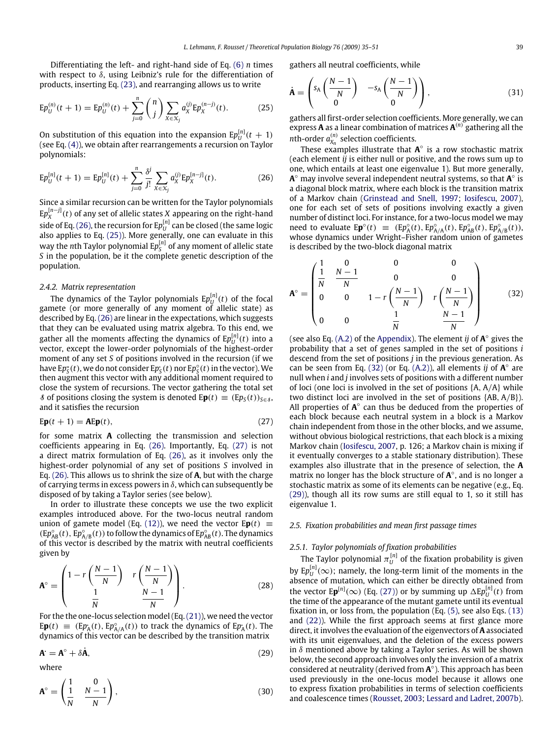Differentiating the left- and right-hand side of Eq. (6) $n$ times with respect to $\delta$, using Leibniz's rule for the differentiation of products, inserting Eq. (23), and rearranging allows us to write

$$\mathrm{E}p_U^{(n)}(t+1) = \mathrm{E}p_U^{(n)}(t) + \sum_{j=0}^{n} \binom{n}{j} \sum_{X \in \mathcal{X}_j} a_X^{(j)} \mathrm{E}p_X^{(n-j)}(t). \tag{25}$$

On substitution of this equation into the expansion $\mathrm{E}p_U^{[n]}(t+1)$ (see Eq. (4)), we obtain after rearrangements a recursion on Taylor polynomials:

$$\mathrm{E}p_U^{[n]}(t+1) = \mathrm{E}p_U^{[n]}(t) + \sum_{j=0}^{n} \frac{\delta^j}{j!} \sum_{X \in \mathcal{X}_j} a_X^{(j)} \mathrm{E}p_X^{[n-j]}(t). \tag{26}$$

Since a similar recursion can be written for the Taylor polynomials $\mathrm{E}p_X^{[n-j]}(t)$ of any set of allelic states $X$ appearing on the right-hand side of Eq. (26), the recursion for $\mathrm{E}p_U^{[n]}$ can be closed (the same logic also applies to Eq. (25)). More generally, one can evaluate in this way the $n$th Taylor polynomial $\mathrm{E}p_S^{[n]}$ of any moment of allelic state $S$ in the population, be it the complete genetic description of the population.

#### 2.4.2. Matrix representation

The dynamics of the Taylor polynomials $\mathrm{E}p_U^{[n]}(t)$ of the focal gamete (or more generally of any moment of allelic state) as described by Eq. (26) are linear in the expectations, which suggests that they can be evaluated using matrix algebra. To this end, we gather all the moments affecting the dynamics of $\mathrm{E}p_U^{[n]}(t)$ into a vector, except the lower-order polynomials of the highest-order moment of any set $S$ of positions involved in the recursion (if we have $\mathrm{E}p_S^{\cdot}(t)$, we do not consider $\mathrm{E}p_S^{\cdot}(t)$ nor $\mathrm{E}p_S^{\circ}(t)$ in the vector). We then augment this vector with any additional moment required to close the system of recursions. The vector gathering the total set $\mathcal{S}$ of positions closing the system is denoted $\mathrm{E}\mathbf{p}(t) \equiv (\mathrm{E}p_S(t))_{S \in \mathcal{S}}$, and it satisfies the recursion

$$\mathrm{E}\mathbf{p}(t+1) = \mathbf{A}\mathrm{E}\mathbf{p}(t), \tag{27}$$

for some matrix $\mathbf{A}$ collecting the transmission and selection coefficients appearing in Eq. (26). Importantly, Eq. (27) is not a direct matrix formulation of Eq. (26), as it involves only the highest-order polynomial of any set of positions $S$ involved in Eq. (26). This allows us to shrink the size of $\mathbf{A}$, but with the charge of carrying terms in excess powers in $\delta$, which can subsequently be disposed of by taking a Taylor series (see below).

In order to illustrate these concepts we use the two explicit examples introduced above. For the two-locus neutral random union of gamete model (Eq. (12)), we need the vector $\mathrm{E}\mathbf{p}(t) \equiv (\mathrm{E}p_{\mathrm{AB}}^{\circ}(t), \mathrm{E}p_{\mathrm{A/B}}^{\circ}(t))$ to follow the dynamics of $\mathrm{E}p_{\mathrm{AB}}^{\circ}(t)$. The dynamics of this vector is described by the matrix with neutral coefficients given by

$$\mathbf{A}^{\circ} = \begin{pmatrix} 1 - r\left(\dfrac{N-1}{N}\right) & r\left(\dfrac{N-1}{N}\right) \\ \dfrac{1}{N} & \dfrac{N-1}{N} \end{pmatrix}. \tag{28}$$

For the the one-locus selection model (Eq. (21)), we need the vector $\mathrm{E}\mathbf{p}(t) \equiv (\mathrm{E}p_{\mathrm{A}}^{\cdot}(t), \mathrm{E}p_{\mathrm{A/A}}^{\circ}(t))$ to track the dynamics of $\mathrm{E}p_{\mathrm{A}}^{\cdot}(t)$. The dynamics of this vector can be described by the transition matrix

$$\mathbf{A}^{\cdot} = \mathbf{A}^{\circ} + \delta\dot{\mathbf{A}}, \tag{29}$$

where

$$\mathbf{A}^{\circ} = \begin{pmatrix} 1 & 0 \\ \dfrac{1}{N} & \dfrac{N-1}{N} \end{pmatrix}, \tag{30}$$

gathers all neutral coefficients, while

$$\dot{\mathbf{A}} = \begin{pmatrix} s_{\mathrm{A}}\left(\dfrac{N-1}{N}\right) & -s_{\mathrm{A}}\left(\dfrac{N-1}{N}\right) \\ 0 & 0 \end{pmatrix}, \tag{31}$$

gathers all first-order selection coefficients. More generally, we can express $\mathbf{A}$ as a linear combination of matrices $\mathbf{A}^{(n)}$ gathering all the $n$th-order $a_{X_n}^{(n)}$ selection coefficients.

These examples illustrate that $\mathbf{A}^{\circ}$ is a row stochastic matrix (each element $ij$ is either null or positive, and the rows sum up to one, which entails at least one eigenvalue 1). But more generally, $\mathbf{A}^{\circ}$ may involve several independent neutral systems, so that $\mathbf{A}^{\circ}$ is a diagonal block matrix, where each block is the transition matrix of a Markov chain (Grinstead and Snell, 1997; Iosifescu, 2007), one for each set of sets of positions involving exactly a given number of distinct loci. For instance, for a two-locus model we may need to evaluate $\mathrm{E}\mathbf{p}^{\circ}(t) \equiv (\mathrm{E}p_{\mathrm{A}}^{\circ}(t), \mathrm{E}p_{\mathrm{A/A}}^{\circ}(t), \mathrm{E}p_{\mathrm{AB}}^{\circ}(t), \mathrm{E}p_{\mathrm{A/B}}^{\circ}(t))$, whose dynamics under Wright–Fisher random union of gametes is described by the two-block diagonal matrix

$$\mathbf{A}^{\circ} = \begin{pmatrix} 1 & 0 & 0 & 0 \\ \dfrac{1}{N} & \dfrac{N-1}{N} & 0 & 0 \\ 0 & 0 & 1 - r\left(\dfrac{N-1}{N}\right) & r\left(\dfrac{N-1}{N}\right) \\ 0 & 0 & \dfrac{1}{N} & \dfrac{N-1}{N} \end{pmatrix} \tag{32}$$

(see also Eq. (A.2) of the Appendix). The element $ij$ of $\mathbf{A}^{\circ}$ gives the probability that a set of genes sampled in the set of positions $i$ descend from the set of positions $j$ in the previous generation. As can be seen from Eq. (32) (or Eq. (A.2)), all elements $ij$ of $\mathbf{A}^{\circ}$ are null when $i$ and $j$ involves sets of positions with a different number of loci (one loci is involved in the set of positions {A, A/A} while two distinct loci are involved in the set of positions {AB, A/B}). All properties of $\mathbf{A}^{\circ}$ can thus be deduced from the properties of each block because each neutral system in a block is a Markov chain independent from those in the other blocks, and we assume, without obvious biological restrictions, that each block is a mixing Markov chain (Iosifescu, 2007, p. 126; a Markov chain is mixing if it eventually converges to a stable stationary distribution). These examples also illustrate that in the presence of selection, the $\mathbf{A}$ matrix no longer has the block structure of $\mathbf{A}^{\circ}$, and is no longer a stochastic matrix as some of its elements can be negative (e.g., Eq. (29)), though all its row sums are still equal to 1, so it still has eigenvalue 1.

### 2.5. Fixation probabilities and mean first passage times

#### 2.5.1. Taylor polynomials of fixation probabilities

The Taylor polynomial $\pi_U^{[n]}$ of the fixation probability is given by $\mathrm{E}p_U^{[n]}(\infty)$; namely, the long-term limit of the moments in the absence of mutation, which can either be directly obtained from the vector $\mathrm{E}\mathbf{p}^{[n]}(\infty)$ (Eq. (27)) or by summing up $\Delta\mathrm{E}p_U^{[n]}(t)$ from the time of the appearance of the mutant gamete until its eventual fixation in, or loss from, the population (Eq. (5), see also Eqs. (13) and (22)). While the first approach seems at first glance more direct, it involves the evaluation of the eigenvectors of $\mathbf{A}$ associated with its unit eigenvalues, and the deletion of the excess powers in $\delta$ mentioned above by taking a Taylor series. As will be shown below, the second approach involves only the inversion of a matrix considered at neutrality (derived from $\mathbf{A}^{\circ}$). This approach has been used previously in the one-locus model because it allows one to express fixation probabilities in terms of selection coefficients and coalescence times (Rousset, 2003; Lessard and Ladret, 2007b).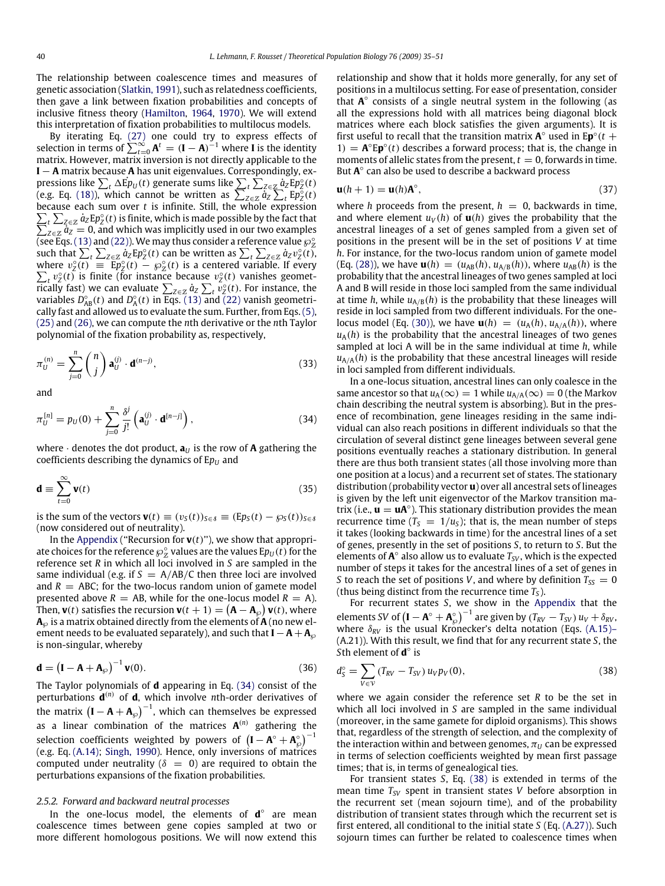The relationship between coalescence times and measures of genetic association (Slatkin, 1991), such as relatedness coefficients, then gave a link between fixation probabilities and concepts of inclusive fitness theory (Hamilton, 1964, 1970). We will extend this interpretation of fixation probabilities to multilocus models.

By iterating Eq. (27) one could try to express effects of selection in terms of $\sum_{t=0}^{\infty}\mathbf{A}^t = (\mathbf{I}-\mathbf{A})^{-1}$ where $\mathbf{I}$ is the identity matrix. However, matrix inversion is not directly applicable to the $\mathbf{I}-\mathbf{A}$ matrix because $\mathbf{A}$ has unit eigenvalues. Correspondingly, expressions like $\sum_t \Delta \dot{\mathrm{E}p}_U(t)$ generate sums like $\sum_t \sum_{Z\in\mathbb{Z}} \dot{a}_Z \mathrm{E}p_Z^{\circ}(t)$ (e.g. Eq. (18)), which cannot be written as $\sum_{Z\in\mathbb{Z}} \dot{a}_Z \sum_t \mathrm{E}p_Z^{\circ}(t)$ because each sum over $t$ is infinite. Still, the whole expression $\sum_t \sum_{Z\in\mathbb{Z}} \dot{a}_Z \mathrm{E}p_Z^{\circ}(t)$ is finite, which is made possible by the fact that $\sum_{Z\in\mathbb{Z}} \dot{a}_Z = 0$, and which was implicitly used in our two examples (see Eqs. (13) and (22)). We may thus consider a reference value $\wp_Z^{\circ}$ such that $\sum_t \sum_{Z\in\mathbb{Z}} \dot{a}_Z \mathrm{E}p_Z^{\circ}(t)$ can be written as $\sum_t \sum_{Z\in\mathbb{Z}} \dot{a}_Z v_Z^{\circ}(t)$, where $v_Z^{\circ}(t) \equiv \mathrm{E}p_Z^{\circ}(t) - \wp_Z^{\circ}(t)$ is a centered variable. If every $\sum_t v_Z^{\circ}(t)$ is finite (for instance because $v_Z^{\circ}(t)$ vanishes geometrically fast) we can evaluate $\sum_{Z\in\mathbb{Z}} \dot{a}_Z \sum_t v_Z^{\circ}(t)$. For instance, the variables $D_{\mathrm{AB}}^{\circ}(t)$ and $D_{\mathrm{A}}^{\circ}(t)$ in Eqs. (13) and (22) vanish geometrically fast and allowed us to evaluate the sum. Further, from Eqs. (5), (25) and (26), we can compute the $n$th derivative or the $n$th Taylor polynomial of the fixation probability as, respectively,

$$\pi_U^{(n)} = \sum_{j=0}^{n} \binom{n}{j} \mathbf{a}_U^{(j)} \cdot \mathbf{d}^{(n-j)}, \tag{33}$$

and

$$\pi_U^{[n]} = p_U(0) + \sum_{j=0}^{n} \frac{\delta^j}{j!}\left(\mathbf{a}_U^{(j)} \cdot \mathbf{d}^{[n-j]}\right), \tag{34}$$

where $\cdot$ denotes the dot product, $\mathbf{a}_U$ is the row of $\mathbf{A}$ gathering the coefficients describing the dynamics of $\mathrm{E}p_U$ and

$$\mathbf{d} \equiv \sum_{t=0}^{\infty} \mathbf{v}(t) \tag{35}$$

is the sum of the vectors $\mathbf{v}(t) \equiv (v_S(t))_{S\in\mathbb{S}} \equiv (\mathrm{E}p_S(t) - \wp_S(t))_{S\in\mathbb{S}}$ (now considered out of neutrality).

In the Appendix ("Recursion for $\mathbf{v}(t)$"), we show that appropriate choices for the reference $\wp_Z^{\circ}$ values are the values $\mathrm{E}p_U(t)$ for the reference set $R$ in which all loci involved in $S$ are sampled in the same individual (e.g. if $S = \mathrm{A/AB/C}$ then three loci are involved and $R = \mathrm{ABC}$; for the two-locus random union of gamete model presented above $R = \mathrm{AB}$, while for the one-locus model $R = \mathrm{A}$). Then, $\mathbf{v}(t)$ satisfies the recursion $\mathbf{v}(t+1) = (\mathbf{A}-\mathbf{A}_{\wp})\,\mathbf{v}(t)$, where $\mathbf{A}_{\wp}$ is a matrix obtained directly from the elements of $\mathbf{A}$ (no new element needs to be evaluated separately), and such that $\mathbf{I}-\mathbf{A}+\mathbf{A}_{\wp}$ is non-singular, whereby

$$\mathbf{d} = \left(\mathbf{I}-\mathbf{A}+\mathbf{A}_{\wp}\right)^{-1}\mathbf{v}(0). \tag{36}$$

The Taylor polynomials of $\mathbf{d}$ appearing in Eq. (34) consist of the perturbations $\mathbf{d}^{(n)}$ of $\mathbf{d}$, which involve $n$th-order derivatives of the matrix $\left(\mathbf{I}-\mathbf{A}+\mathbf{A}_{\wp}\right)^{-1}$, which can themselves be expressed as a linear combination of the matrices $\mathbf{A}^{(n)}$ gathering the selection coefficients weighted by powers of $\left(\mathbf{I}-\mathbf{A}^{\circ}+\mathbf{A}_{\wp}^{\circ}\right)^{-1}$ (e.g. Eq. (A.14); Singh, 1990). Hence, only inversions of matrices computed under neutrality ($\delta = 0$) are required to obtain the perturbations expansions of the fixation probabilities.

### 2.5.2. Forward and backward neutral processes

In the one-locus model, the elements of $\mathbf{d}^{\circ}$ are mean coalescence times between gene copies sampled at two or more different homologous positions. We will now extend this relationship and show that it holds more generally, for any set of positions in a multilocus setting. For ease of presentation, consider that $\mathbf{A}^{\circ}$ consists of a single neutral system in the following (as all the expressions hold with all matrices being diagonal block matrices where each block satisfies the given arguments). It is first useful to recall that the transition matrix $\mathbf{A}^{\circ}$ used in $\mathrm{E}\mathbf{p}^{\circ}(t+1) = \mathbf{A}^{\circ}\mathrm{E}\mathbf{p}^{\circ}(t)$ describes a forward process; that is, the change in moments of allelic states from the present, $t = 0$, forwards in time. But $\mathbf{A}^{\circ}$ can also be used to describe a backward process

$$\mathbf{u}(h+1) = \mathbf{u}(h)\mathbf{A}^{\circ}, \tag{37}$$

where $h$ proceeds from the present, $h = 0$, backwards in time, and where element $u_V(h)$ of $\mathbf{u}(h)$ gives the probability that the ancestral lineages of a set of genes sampled from a given set of positions in the present will be in the set of positions $V$ at time $h$. For instance, for the two-locus random union of gamete model (Eq. (28)), we have $\mathbf{u}(h) = (u_{\mathrm{AB}}(h), u_{\mathrm{A/B}}(h))$, where $u_{\mathrm{AB}}(h)$ is the probability that the ancestral lineages of two genes sampled at loci A and B will reside in those loci sampled from the same individual at time $h$, while $u_{\mathrm{A/B}}(h)$ is the probability that these lineages will reside in loci sampled from two different individuals. For the one-locus model (Eq. (30)), we have $\mathbf{u}(h) = (u_{\mathrm{A}}(h), u_{\mathrm{A/A}}(h))$, where $u_{\mathrm{A}}(h)$ is the probability that the ancestral lineages of two genes sampled at loci A will be in the same individual at time $h$, while $u_{\mathrm{A/A}}(h)$ is the probability that these ancestral lineages will reside in loci sampled from different individuals.

In a one-locus situation, ancestral lines can only coalesce in the same ancestor so that $u_{\mathrm{A}}(\infty) = 1$ while $u_{\mathrm{A/A}}(\infty) = 0$ (the Markov chain describing the neutral system is absorbing). But in the presence of recombination, gene lineages residing in the same individual can also reach positions in different individuals so that the circulation of several distinct gene lineages between several gene positions eventually reaches a stationary distribution. In general there are thus both transient states (all those involving more than one position at a locus) and a recurrent set of states. The stationary distribution (probability vector $\mathbf{u}$) over all ancestral sets of lineages is given by the left unit eigenvector of the Markov transition matrix (i.e., $\mathbf{u} = \mathbf{u}\mathbf{A}^{\circ}$). This stationary distribution provides the mean recurrence time ($T_S = 1/u_S$); that is, the mean number of steps it takes (looking backwards in time) for the ancestral lines of a set of genes, presently in the set of positions $S$, to return to $S$. But the elements of $\mathbf{A}^{\circ}$ also allow us to evaluate $T_{SV}$, which is the expected number of steps it takes for the ancestral lines of a set of genes in $S$ to reach the set of positions $V$, and where by definition $T_{SS} = 0$ (thus being distinct from the recurrence time $T_S$).

For recurrent states $S$, we show in the Appendix that the elements $SV$ of $\left(\mathbf{I}-\mathbf{A}^{\circ}+\mathbf{A}_{\wp}^{\circ}\right)^{-1}$ are given by $(T_{RV}-T_{SV})\,u_V + \delta_{RV}$, where $\delta_{RV}$ is the usual Kronecker's delta notation (Eqs. (A.15)–(A.21)). With this result, we find that for any recurrent state $S$, the $S$th element of $\mathbf{d}^{\circ}$ is

$$d_S^{\circ} = \sum_{V\in\mathcal{V}} (T_{RV}-T_{SV})\,u_V p_V(0), \tag{38}$$

where we again consider the reference set $R$ to be the set in which all loci involved in $S$ are sampled in the same individual (moreover, in the same gamete for diploid organisms). This shows that, regardless of the strength of selection, and the complexity of the interaction within and between genomes, $\pi_U$ can be expressed in terms of selection coefficients weighted by mean first passage times; that is, in terms of genealogical ties.

For transient states $S$, Eq. (38) is extended in terms of the mean time $T_{SV}$ spent in transient states $V$ before absorption in the recurrent set (mean sojourn time), and of the probability distribution of transient states through which the recurrent set is first entered, all conditional to the initial state $S$ (Eq. (A.27)). Such sojourn times can further be related to coalescence times when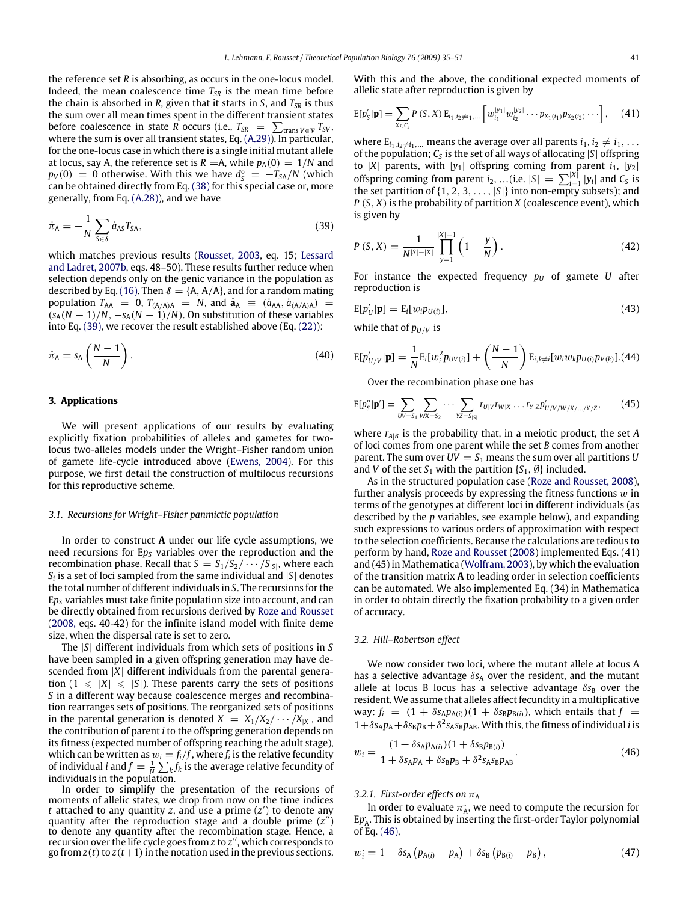the reference set $R$ is absorbing, as occurs in the one-locus model. Indeed, the mean coalescence time $T_{SR}$ is the mean time before the chain is absorbed in $R$, given that it starts in $S$, and $T_{SR}$ is thus the sum over all mean times spent in the different transient states before coalescence in state $R$ occurs (i.e., $T_{SR} = \sum_{\text{trans } V \in \mathcal{V}} T_{SV}$, where the sum is over all transient states, Eq. (A.29)). In particular, for the one-locus case in which there is a single initial mutant allele at locus, say A, the reference set is $R = $A, while $p_{\text{A}}(0) = 1/N$ and $p_V(0) = 0$ otherwise. With this we have $d_S^{\circ} = -T_{S\text{A}}/N$ (which can be obtained directly from Eq. (38) for this special case or, more generally, from Eq. (A.28)), and we have

$$\dot{\pi}_{\text{A}} = -\frac{1}{N} \sum_{S \in \mathcal{S}} \dot{a}_{\text{A}S} T_{S\text{A}}, \tag{39}$$

which matches previous results (Rousset, 2003, eq. 15; Lessard and Ladret, 2007b, eqs. 48–50). These results further reduce when selection depends only on the genic variance in the population as described by Eq. (16). Then $\mathcal{S} = \{\text{A}, \text{A}/\text{A}\}$, and for a random mating population $T_{\text{AA}} = 0$, $T_{(\text{A}/\text{A})\text{A}} = N$, and $\dot{\mathbf{a}}_{\text{A}} \equiv (\dot{a}_{\text{AA}}, \dot{a}_{(\text{A}/\text{A})\text{A}}) = (s_{\text{A}}(N-1)/N, -s_{\text{A}}(N-1)/N)$. On substitution of these variables into Eq. (39), we recover the result established above (Eq. (22)):

$$\dot{\pi}_{\text{A}} = s_{\text{A}} \left( \frac{N-1}{N} \right). \tag{40}$$

## 3. Applications

We will present applications of our results by evaluating explicitly fixation probabilities of alleles and gametes for two-locus two-alleles models under the Wright–Fisher random union of gamete life-cycle introduced above (Ewens, 2004). For this purpose, we first detail the construction of multilocus recursions for this reproductive scheme.

### 3.1. Recursions for Wright–Fisher panmictic population

In order to construct $\mathbf{A}$ under our life cycle assumptions, we need recursions for $\text{E}p_S$ variables over the reproduction and the recombination phase. Recall that $S = S_1/S_2/\cdots/S_{|S|}$, where each $S_i$ is a set of loci sampled from the same individual and $|S|$ denotes the total number of different individuals in $S$. The recursions for the $\text{E}p_S$ variables must take finite population size into account, and can be directly obtained from recursions derived by Roze and Rousset (2008, eqs. 40-42) for the infinite island model with finite deme size, when the dispersal rate is set to zero.

The $|S|$ different individuals from which sets of positions in $S$ have been sampled in a given offspring generation may have descended from $|X|$ different individuals from the parental generation ($1 \leqslant |X| \leqslant |S|$). These parents carry the sets of positions $S$ in a different way because coalescence merges and recombination rearranges sets of positions. The reorganized sets of positions in the parental generation is denoted $X = X_1/X_2/\cdots/X_{|X|}$, and the contribution of parent $i$ to the offspring generation depends on its fitness (expected number of offspring reaching the adult stage), which can be written as $w_i = f_i/f$, where $f_i$ is the relative fecundity of individual $i$ and $f = \frac{1}{N}\sum_k f_k$ is the average relative fecundity of individuals in the population.

In order to simplify the presentation of the recursions of moments of allelic states, we drop from now on the time indices $t$ attached to any quantity $z$, and use a prime ($z'$) to denote any quantity after the reproduction stage and a double prime ($z''$) to denote any quantity after the recombination stage. Hence, a recursion over the life cycle goes from $z$ to $z''$, which corresponds to go from $z(t)$ to $z(t+1)$ in the notation used in the previous sections.

With this and the above, the conditional expected moments of allelic state after reproduction is given by

$$\text{E}[p_S'|\mathbf{p}] = \sum_{X \in C_S} P(S, X)\, \text{E}_{i_1, i_2 \neq i_1, \ldots} \left[ w_{i_1}^{|y_1|} w_{i_2}^{|y_2|} \cdots p_{X_1(i_1)} p_{X_2(i_2)} \cdots \right], \tag{41}$$

where $\text{E}_{i_1, i_2 \neq i_1, \ldots}$ means the average over all parents $i_1, i_2 \neq i_1, \ldots$ of the population; $C_S$ is the set of all ways of allocating $|S|$ offspring to $|X|$ parents, with $|y_1|$ offspring coming from parent $i_1$, $|y_2|$ offspring coming from parent $i_2$, ...(i.e. $|S| = \sum_{i=1}^{|X|} |y_i|$ and $C_S$ is the set partition of $\{1, 2, 3, \ldots, |S|\}$ into non-empty subsets); and $P(S, X)$ is the probability of partition $X$ (coalescence event), which is given by

$$P(S, X) = \frac{1}{N^{|S|-|X|}} \prod_{y=1}^{|X|-1} \left(1 - \frac{y}{N}\right). \tag{42}$$

For instance the expected frequency $p_U$ of gamete $U$ after reproduction is

$$\text{E}[p_U'|\mathbf{p}] = \text{E}_i[w_i p_{U(i)}], \tag{43}$$

while that of $p_{U/V}$ is

$$\text{E}[p_{U/V}'|\mathbf{p}] = \frac{1}{N}\text{E}_i[w_i^2 p_{UV(i)}] + \left(\frac{N-1}{N}\right) \text{E}_{i,k \neq i}[w_i w_k p_{U(i)} p_{V(k)}]. \tag{44}$$

Over the recombination phase one has

$$\text{E}[p_S''|\mathbf{p}'] = \sum_{UV=S_1} \sum_{WX=S_2} \cdots \sum_{YZ=S_{|S|}} r_{U|V} r_{W|X} \ldots r_{Y|Z} p'_{U/V/W/X/\ldots/Y/Z}, \tag{45}$$

where $r_{A|B}$ is the probability that, in a meiotic product, the set $A$ of loci comes from one parent while the set $B$ comes from another parent. The sum over $UV = S_1$ means the sum over all partitions $U$ and $V$ of the set $S_1$ with the partition $\{S_1, \emptyset\}$ included.

As in the structured population case (Roze and Rousset, 2008), further analysis proceeds by expressing the fitness functions $w$ in terms of the genotypes at different loci in different individuals (as described by the $p$ variables, see example below), and expanding such expressions to various orders of approximation with respect to the selection coefficients. Because the calculations are tedious to perform by hand, Roze and Rousset (2008) implemented Eqs. (41) and (45) in Mathematica (Wolfram, 2003), by which the evaluation of the transition matrix $\mathbf{A}$ to leading order in selection coefficients can be automated. We also implemented Eq. (34) in Mathematica in order to obtain directly the fixation probability to a given order of accuracy.

### 3.2. Hill–Robertson effect

We now consider two loci, where the mutant allele at locus A has a selective advantage $\delta s_{\text{A}}$ over the resident, and the mutant allele at locus B locus has a selective advantage $\delta s_{\text{B}}$ over the resident. We assume that alleles affect fecundity in a multiplicative way: $f_i = (1 + \delta s_{\text{A}} p_{\text{A}(i)})(1 + \delta s_{\text{B}} p_{\text{B}(i)})$, which entails that $f = 1 + \delta s_{\text{A}} p_{\text{A}} + \delta s_{\text{B}} p_{\text{B}} + \delta^2 s_{\text{A}} s_{\text{B}} p_{\text{AB}}$. With this, the fitness of individual $i$ is

$$w_i = \frac{(1 + \delta s_{\text{A}} p_{\text{A}(i)})(1 + \delta s_{\text{B}} p_{\text{B}(i)})}{1 + \delta s_{\text{A}} p_{\text{A}} + \delta s_{\text{B}} p_{\text{B}} + \delta^2 s_{\text{A}} s_{\text{B}} p_{\text{AB}}}. \tag{46}$$

#### 3.2.1. First-order effects on $\pi_{\text{A}}$

In order to evaluate $\dot{\pi_{\text{A}}}$, we need to compute the recursion for $\text{E}\dot{p_{\text{A}}}$. This is obtained by inserting the first-order Taylor polynomial of Eq. (46),

$$\dot{w_i} = 1 + \delta s_{\text{A}} \left( p_{\text{A}(i)} - p_{\text{A}} \right) + \delta s_{\text{B}} \left( p_{\text{B}(i)} - p_{\text{B}} \right), \tag{47}$$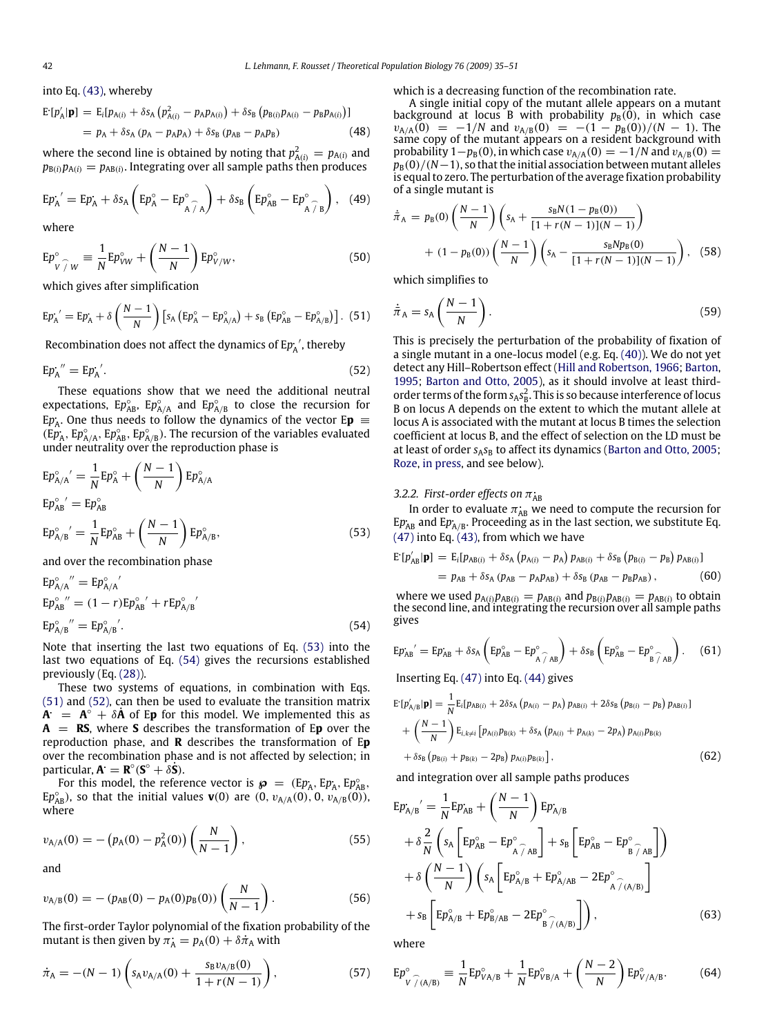into Eq. (43), whereby

$$\begin{aligned}\mathrm{E}^{\cdot}[p'_{\mathrm{A}}|\mathbf{p}] &= \mathrm{E}_i[p_{\mathrm{A}(i)} + \delta s_{\mathrm{A}}\left(p^2_{\mathrm{A}(i)} - p_{\mathrm{A}}p_{\mathrm{A}(i)}\right) + \delta s_{\mathrm{B}}\left(p_{\mathrm{B}(i)}p_{\mathrm{A}(i)} - p_{\mathrm{B}}p_{\mathrm{A}(i)}\right)] \\ &= p_{\mathrm{A}} + \delta s_{\mathrm{A}}\left(p_{\mathrm{A}} - p_{\mathrm{A}}p_{\mathrm{A}}\right) + \delta s_{\mathrm{B}}\left(p_{\mathrm{AB}} - p_{\mathrm{A}}p_{\mathrm{B}}\right)\end{aligned} \tag{48}$$

where the second line is obtained by noting that $p^2_{\mathrm{A}(i)} = p_{\mathrm{A}(i)}$ and $p_{\mathrm{B}(i)}p_{\mathrm{A}(i)} = p_{\mathrm{AB}(i)}$. Integrating over all sample paths then produces

$$\mathrm{E}p^{\cdot}_{\mathrm{A}}{}' = \mathrm{E}p^{\cdot}_{\mathrm{A}} + \delta s_{\mathrm{A}}\left(\mathrm{E}p^{\circ}_{\mathrm{A}} - \mathrm{E}p^{\circ}_{\mathrm{A}\widehat{/}\mathrm{A}}\right) + \delta s_{\mathrm{B}}\left(\mathrm{E}p^{\circ}_{\mathrm{AB}} - \mathrm{E}p^{\circ}_{\mathrm{A}\widehat{/}\mathrm{B}}\right), \tag{49}$$

where

$$\mathrm{E}p^{\circ}_{V\widehat{/}W} \equiv \frac{1}{N}\mathrm{E}p^{\circ}_{VW} + \left(\frac{N-1}{N}\right)\mathrm{E}p^{\circ}_{V/W}, \tag{50}$$

which gives after simplification

$$\mathrm{E}p^{\cdot}_{\mathrm{A}}{}' = \mathrm{E}p^{\cdot}_{\mathrm{A}} + \delta\left(\frac{N-1}{N}\right)\left[s_{\mathrm{A}}\left(\mathrm{E}p^{\circ}_{\mathrm{A}} - \mathrm{E}p^{\circ}_{\mathrm{A}/\mathrm{A}}\right) + s_{\mathrm{B}}\left(\mathrm{E}p^{\circ}_{\mathrm{AB}} - \mathrm{E}p^{\circ}_{\mathrm{A}/\mathrm{B}}\right)\right]. \tag{51}$$

Recombination does not affect the dynamics of $\mathrm{E}p^{\cdot}_{\mathrm{A}}{}'$, thereby

$$\mathrm{E}p^{\cdot}_{\mathrm{A}}{}'' = \mathrm{E}p^{\cdot}_{\mathrm{A}}{}'. \tag{52}$$

These equations show that we need the additional neutral expectations, $\mathrm{E}p^{\circ}_{\mathrm{AB}}$, $\mathrm{E}p^{\circ}_{\mathrm{A}/\mathrm{A}}$ and $\mathrm{E}p^{\circ}_{\mathrm{A}/\mathrm{B}}$ to close the recursion for $\mathrm{E}p^{\cdot}_{\mathrm{A}}$. One thus needs to follow the dynamics of the vector $\mathrm{E}\mathbf{p} \equiv (\mathrm{E}p^{\cdot}_{\mathrm{A}}, \mathrm{E}p^{\circ}_{\mathrm{A}/\mathrm{A}}, \mathrm{E}p^{\circ}_{\mathrm{AB}}, \mathrm{E}p^{\circ}_{\mathrm{A}/\mathrm{B}})$. The recursion of the variables evaluated under neutrality over the reproduction phase is

$$\begin{aligned}\mathrm{E}p^{\circ}_{\mathrm{A}/\mathrm{A}}{}' &= \frac{1}{N}\mathrm{E}p^{\circ}_{\mathrm{A}} + \left(\frac{N-1}{N}\right)\mathrm{E}p^{\circ}_{\mathrm{A}/\mathrm{A}} \\ \mathrm{E}p^{\circ}_{\mathrm{AB}}{}' &= \mathrm{E}p^{\circ}_{\mathrm{AB}} \\ \mathrm{E}p^{\circ}_{\mathrm{A}/\mathrm{B}}{}' &= \frac{1}{N}\mathrm{E}p^{\circ}_{\mathrm{AB}} + \left(\frac{N-1}{N}\right)\mathrm{E}p^{\circ}_{\mathrm{A}/\mathrm{B}},\end{aligned} \tag{53}$$

and over the recombination phase

$$\begin{aligned}\mathrm{E}p^{\circ}_{\mathrm{A}/\mathrm{A}}{}'' &= \mathrm{E}p^{\circ}_{\mathrm{A}/\mathrm{A}}{}' \\ \mathrm{E}p^{\circ}_{\mathrm{AB}}{}'' &= (1-r)\mathrm{E}p^{\circ}_{\mathrm{AB}}{}' + r\mathrm{E}p^{\circ}_{\mathrm{A}/\mathrm{B}}{}' \\ \mathrm{E}p^{\circ}_{\mathrm{A}/\mathrm{B}}{}'' &= \mathrm{E}p^{\circ}_{\mathrm{A}/\mathrm{B}}{}'.\end{aligned} \tag{54}$$

Note that inserting the last two equations of Eq. (53) into the last two equations of Eq. (54) gives the recursions established previously (Eq. (28)).

These two systems of equations, in combination with Eqs. (51) and (52), can then be used to evaluate the transition matrix $\mathbf{A}^{\cdot} = \mathbf{A}^{\circ} + \delta\dot{\mathbf{A}}$ of $\mathrm{E}\mathbf{p}$ for this model. We implemented this as $\mathbf{A} = \mathbf{RS}$, where $\mathbf{S}$ describes the transformation of $\mathrm{E}\mathbf{p}$ over the reproduction phase, and $\mathbf{R}$ describes the transformation of $\mathrm{E}\mathbf{p}$ over the recombination phase and is not affected by selection; in particular, $\mathbf{A}^{\cdot} = \mathbf{R}^{\circ}(\mathbf{S}^{\circ} + \delta\dot{\mathbf{S}})$.

For this model, the reference vector is $\wp = (\mathrm{E}p^{\cdot}_{\mathrm{A}}, \mathrm{E}p^{\cdot}_{\mathrm{A}}, \mathrm{E}p^{\cdot}_{\mathrm{AB}}, \mathrm{E}p^{\circ}_{\mathrm{AB}})$, so that the initial values $\mathbf{v}(0)$ are $(0, v_{\mathrm{A}/\mathrm{A}}(0), 0, v_{\mathrm{A}/\mathrm{B}}(0))$, where

$$v_{\mathrm{A}/\mathrm{A}}(0) = -\left(p_{\mathrm{A}}(0) - p^2_{\mathrm{A}}(0)\right)\left(\frac{N}{N-1}\right), \tag{55}$$

and

$$v_{\mathrm{A}/\mathrm{B}}(0) = -\left(p_{\mathrm{AB}}(0) - p_{\mathrm{A}}(0)p_{\mathrm{B}}(0)\right)\left(\frac{N}{N-1}\right). \tag{56}$$

The first-order Taylor polynomial of the fixation probability of the mutant is then given by $\pi^{\cdot}_{\mathrm{A}} = p_{\mathrm{A}}(0) + \delta\dot{\pi}_{\mathrm{A}}$ with

$$\dot{\pi}_{\mathrm{A}} = -(N-1)\left(s_{\mathrm{A}}v_{\mathrm{A}/\mathrm{A}}(0) + \frac{s_{\mathrm{B}}v_{\mathrm{A}/\mathrm{B}}(0)}{1 + r(N-1)}\right), \tag{57}$$

which is a decreasing function of the recombination rate.

A single initial copy of the mutant allele appears on a mutant background at locus B with probability $p_{\mathrm{B}}(0)$, in which case $v_{\mathrm{A}/\mathrm{A}}(0) = -1/N$ and $v_{\mathrm{A}/\mathrm{B}}(0) = -(1 - p_{\mathrm{B}}(0))/(N-1)$. The same copy of the mutant appears on a resident background with probability $1 - p_{\mathrm{B}}(0)$, in which case $v_{\mathrm{A}/\mathrm{A}}(0) = -1/N$ and $v_{\mathrm{A}/\mathrm{B}}(0) = p_{\mathrm{B}}(0)/(N-1)$, so that the initial association between mutant alleles is equal to zero. The perturbation of the average fixation probability of a single mutant is

$$\begin{aligned}\dot{\bar{\pi}}_{\mathrm{A}} = {} & p_{\mathrm{B}}(0)\left(\frac{N-1}{N}\right)\left(s_{\mathrm{A}} + \frac{s_{\mathrm{B}}N(1 - p_{\mathrm{B}}(0))}{[1 + r(N-1)](N-1)}\right) \\ & + (1 - p_{\mathrm{B}}(0))\left(\frac{N-1}{N}\right)\left(s_{\mathrm{A}} - \frac{s_{\mathrm{B}}Np_{\mathrm{B}}(0)}{[1 + r(N-1)](N-1)}\right),\end{aligned} \tag{58}$$

which simplifies to

$$\dot{\bar{\pi}}_{\mathrm{A}} = s_{\mathrm{A}}\left(\frac{N-1}{N}\right). \tag{59}$$

This is precisely the perturbation of the probability of fixation of a single mutant in a one-locus model (e.g. Eq. (40)). We do not yet detect any Hill–Robertson effect (Hill and Robertson, 1966; Barton, 1995; Barton and Otto, 2005), as it should involve at least third-order terms of the form $s_{\mathrm{A}}s^2_{\mathrm{B}}$. This is so because interference of locus B on locus A depends on the extent to which the mutant allele at locus A is associated with the mutant at locus B times the selection coefficient at locus B, and the effect of selection on the LD must be at least of order $s_{\mathrm{A}}s_{\mathrm{B}}$ to affect its dynamics (Barton and Otto, 2005; Roze, in press, and see below).

### 3.2.2. First-order effects on $\pi^{\cdot}_{\mathrm{AB}}$

In order to evaluate $\pi^{\cdot}_{\mathrm{AB}}$ we need to compute the recursion for $\mathrm{E}p^{\cdot}_{\mathrm{AB}}$ and $\mathrm{E}p^{\cdot}_{\mathrm{A}/\mathrm{B}}$. Proceeding as in the last section, we substitute Eq. (47) into Eq. (43), from which we have

$$\begin{aligned}\mathrm{E}^{\cdot}[p'_{\mathrm{AB}}|\mathbf{p}] &= \mathrm{E}_i[p_{\mathrm{AB}(i)} + \delta s_{\mathrm{A}}\left(p_{\mathrm{A}(i)} - p_{\mathrm{A}}\right)p_{\mathrm{AB}(i)} + \delta s_{\mathrm{B}}\left(p_{\mathrm{B}(i)} - p_{\mathrm{B}}\right)p_{\mathrm{AB}(i)}] \\ &= p_{\mathrm{AB}} + \delta s_{\mathrm{A}}\left(p_{\mathrm{AB}} - p_{\mathrm{A}}p_{\mathrm{AB}}\right) + \delta s_{\mathrm{B}}\left(p_{\mathrm{AB}} - p_{\mathrm{B}}p_{\mathrm{AB}}\right),\end{aligned} \tag{60}$$

where we used $p_{\mathrm{A}(i)}p_{\mathrm{AB}(i)} = p_{\mathrm{AB}(i)}$ and $p_{\mathrm{B}(i)}p_{\mathrm{AB}(i)} = p_{\mathrm{AB}(i)}$ to obtain the second line, and integrating the recursion over all sample paths gives

$$\mathrm{E}p^{\cdot}_{\mathrm{AB}}{}' = \mathrm{E}p^{\cdot}_{\mathrm{AB}} + \delta s_{\mathrm{A}}\left(\mathrm{E}p^{\circ}_{\mathrm{AB}} - \mathrm{E}p^{\circ}_{\mathrm{A}\widehat{/}\mathrm{AB}}\right) + \delta s_{\mathrm{B}}\left(\mathrm{E}p^{\circ}_{\mathrm{AB}} - \mathrm{E}p^{\circ}_{\mathrm{B}\widehat{/}\mathrm{AB}}\right). \tag{61}$$

Inserting Eq. (47) into Eq. (44) gives

$$\begin{aligned}\mathrm{E}^{\cdot}[p'_{\mathrm{A}/\mathrm{B}}|\mathbf{p}] = {} & \frac{1}{N}\mathrm{E}_i[p_{\mathrm{AB}(i)} + 2\delta s_{\mathrm{A}}\left(p_{\mathrm{A}(i)} - p_{\mathrm{A}}\right)p_{\mathrm{AB}(i)} + 2\delta s_{\mathrm{B}}\left(p_{\mathrm{B}(i)} - p_{\mathrm{B}}\right)p_{\mathrm{AB}(i)}] \\ & + \left(\frac{N-1}{N}\right)\mathrm{E}_{i,k\neq i}\left[p_{\mathrm{A}(i)}p_{\mathrm{B}(k)} + \delta s_{\mathrm{A}}\left(p_{\mathrm{A}(i)} + p_{\mathrm{A}(k)} - 2p_{\mathrm{A}}\right)p_{\mathrm{A}(i)}p_{\mathrm{B}(k)}\right. \\ & \left. + \delta s_{\mathrm{B}}\left(p_{\mathrm{B}(i)} + p_{\mathrm{B}(k)} - 2p_{\mathrm{B}}\right)p_{\mathrm{A}(i)}p_{\mathrm{B}(k)}\right],\end{aligned} \tag{62}$$

and integration over all sample paths produces

$$\begin{aligned}\mathrm{E}p^{\cdot}_{\mathrm{A}/\mathrm{B}}{}' = {} & \frac{1}{N}\mathrm{E}p^{\cdot}_{\mathrm{AB}} + \left(\frac{N-1}{N}\right)\mathrm{E}p^{\cdot}_{\mathrm{A}/\mathrm{B}} \\ & + \delta\frac{2}{N}\left(s_{\mathrm{A}}\left[\mathrm{E}p^{\circ}_{\mathrm{AB}} - \mathrm{E}p^{\circ}_{\mathrm{A}\widehat{/}\mathrm{AB}}\right] + s_{\mathrm{B}}\left[\mathrm{E}p^{\circ}_{\mathrm{AB}} - \mathrm{E}p^{\circ}_{\mathrm{B}\widehat{/}\mathrm{AB}}\right]\right) \\ & + \delta\left(\frac{N-1}{N}\right)\left(s_{\mathrm{A}}\left[\mathrm{E}p^{\circ}_{\mathrm{A}/\mathrm{B}} + \mathrm{E}p^{\circ}_{\mathrm{A}/\mathrm{AB}} - 2\mathrm{E}p^{\circ}_{\mathrm{A}\widehat{/}(\mathrm{A}/\mathrm{B})}\right]\right. \\ & \left. + s_{\mathrm{B}}\left[\mathrm{E}p^{\circ}_{\mathrm{A}/\mathrm{B}} + \mathrm{E}p^{\circ}_{\mathrm{B}/\mathrm{AB}} - 2\mathrm{E}p^{\circ}_{\mathrm{B}\widehat{/}(\mathrm{A}/\mathrm{B})}\right]\right),\end{aligned} \tag{63}$$

where

$$\mathrm{E}p^{\circ}_{V\widehat{/}(\mathrm{A}/\mathrm{B})} \equiv \frac{1}{N}\mathrm{E}p^{\circ}_{V\mathrm{A}/\mathrm{B}} + \frac{1}{N}\mathrm{E}p^{\circ}_{V\mathrm{B}/\mathrm{A}} + \left(\frac{N-2}{N}\right)\mathrm{E}p^{\circ}_{V/\mathrm{A}/\mathrm{B}}. \tag{64}$$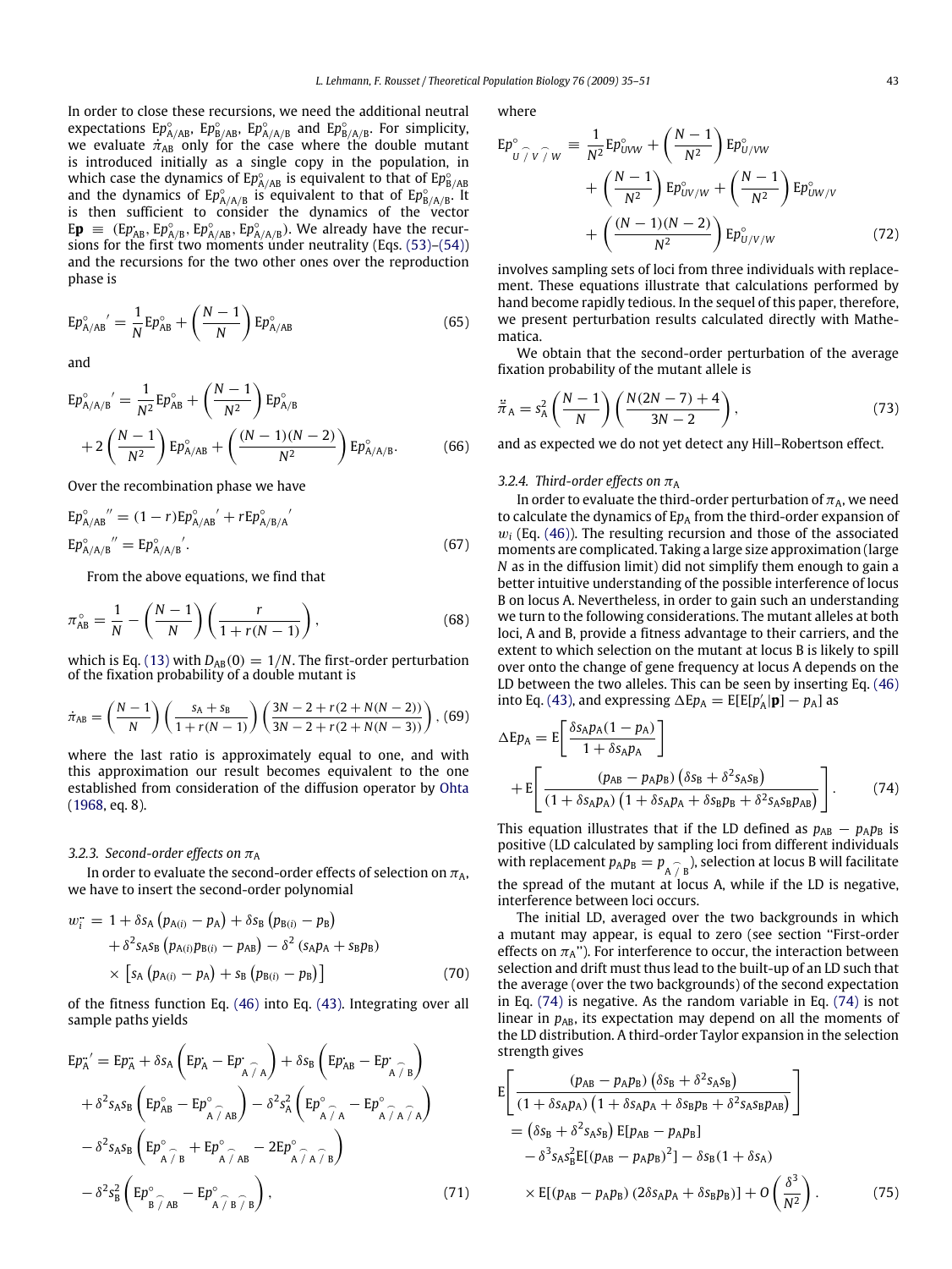In order to close these recursions, we need the additional neutral expectations $\mathrm{E}p^{\circ}_{\mathrm{A/AB}}$, $\mathrm{E}p^{\circ}_{\mathrm{B/AB}}$, $\mathrm{E}p^{\circ}_{\mathrm{A/A/B}}$ and $\mathrm{E}p^{\circ}_{\mathrm{B/A/B}}$. For simplicity, we evaluate $\dot{\pi}_{\mathrm{AB}}$ only for the case where the double mutant is introduced initially as a single copy in the population, in which case the dynamics of $\mathrm{E}p^{\circ}_{\mathrm{A/AB}}$ is equivalent to that of $\mathrm{E}p^{\circ}_{\mathrm{B/AB}}$ and the dynamics of $\mathrm{E}p^{\circ}_{\mathrm{A/A/B}}$ is equivalent to that of $\mathrm{E}p^{\circ}_{\mathrm{B/A/B}}$. It is then sufficient to consider the dynamics of the vector $\mathrm{E}\mathbf{p} \equiv (\mathrm{E}p^{\circ}_{\mathrm{AB}}, \mathrm{E}p^{\circ}_{\mathrm{A/B}}, \mathrm{E}p^{\circ}_{\mathrm{A/AB}}, \mathrm{E}p^{\circ}_{\mathrm{A/A/B}})$. We already have the recursions for the first two moments under neutrality (Eqs. (53)–(54)) and the recursions for the two other ones over the reproduction phase is

$$
\mathrm{E}p^{\circ\,\prime}_{\mathrm{A/AB}} = \frac{1}{N}\mathrm{E}p^{\circ}_{\mathrm{AB}} + \left(\frac{N-1}{N}\right)\mathrm{E}p^{\circ}_{\mathrm{A/AB}} \tag{65}
$$

and

$$
\begin{aligned}
\mathrm{E}p^{\circ\,\prime}_{\mathrm{A/A/B}} &= \frac{1}{N^2}\mathrm{E}p^{\circ}_{\mathrm{AB}} + \left(\frac{N-1}{N^2}\right)\mathrm{E}p^{\circ}_{\mathrm{A/B}} \\
&\quad + 2\left(\frac{N-1}{N^2}\right)\mathrm{E}p^{\circ}_{\mathrm{A/AB}} + \left(\frac{(N-1)(N-2)}{N^2}\right)\mathrm{E}p^{\circ}_{\mathrm{A/A/B}}.
\end{aligned} \tag{66}
$$

Over the recombination phase we have

$$
\begin{aligned}
\mathrm{E}p^{\circ\,\prime\prime}_{\mathrm{A/AB}} &= (1-r)\mathrm{E}p^{\circ\,\prime}_{\mathrm{A/AB}} + r\mathrm{E}p^{\circ\,\prime}_{\mathrm{A/B/A}} \\
\mathrm{E}p^{\circ\,\prime\prime}_{\mathrm{A/A/B}} &= \mathrm{E}p^{\circ\,\prime}_{\mathrm{A/A/B}}.
\end{aligned} \tag{67}
$$

From the above equations, we find that

$$
\pi^{\circ}_{\mathrm{AB}} = \frac{1}{N} - \left(\frac{N-1}{N}\right)\left(\frac{r}{1+r(N-1)}\right), \tag{68}
$$

which is Eq. (13) with $D_{\mathrm{AB}}(0) = 1/N$. The first-order perturbation of the fixation probability of a double mutant is

$$
\dot{\pi}_{\mathrm{AB}} = \left(\frac{N-1}{N}\right)\left(\frac{s_{\mathrm{A}}+s_{\mathrm{B}}}{1+r(N-1)}\right)\left(\frac{3N-2+r(2+N(N-2))}{3N-2+r(2+N(N-3))}\right), \tag{69}
$$

where the last ratio is approximately equal to one, and with this approximation our result becomes equivalent to the one established from consideration of the diffusion operator by Ohta (1968, eq. 8).

### 3.2.3. Second-order effects on $\pi_{\mathrm{A}}$

In order to evaluate the second-order effects of selection on $\pi_{\mathrm{A}}$, we have to insert the second-order polynomial

$$
\begin{aligned}
w_i^{\cdot\cdot} &= 1 + \delta s_{\mathrm{A}}\left(p_{\mathrm{A}(i)} - p_{\mathrm{A}}\right) + \delta s_{\mathrm{B}}\left(p_{\mathrm{B}(i)} - p_{\mathrm{B}}\right) \\
&\quad + \delta^2 s_{\mathrm{A}} s_{\mathrm{B}}\left(p_{\mathrm{A}(i)}p_{\mathrm{B}(i)} - p_{\mathrm{AB}}\right) - \delta^2\left(s_{\mathrm{A}}p_{\mathrm{A}} + s_{\mathrm{B}}p_{\mathrm{B}}\right) \\
&\quad \times \left[s_{\mathrm{A}}\left(p_{\mathrm{A}(i)} - p_{\mathrm{A}}\right) + s_{\mathrm{B}}\left(p_{\mathrm{B}(i)} - p_{\mathrm{B}}\right)\right]
\end{aligned} \tag{70}
$$

of the fitness function Eq. (46) into Eq. (43). Integrating over all sample paths yields

$$
\begin{aligned}
\mathrm{E}p^{\cdot\,\prime}_{\mathrm{A}} &= \mathrm{E}p^{\cdot}_{\mathrm{A}} + \delta s_{\mathrm{A}}\left(\mathrm{E}p^{\cdot}_{\mathrm{A}} - \mathrm{E}p^{\cdot}_{\mathrm{A}\,\widehat{/}\,\mathrm{A}}\right) + \delta s_{\mathrm{B}}\left(\mathrm{E}p^{\cdot}_{\mathrm{AB}} - \mathrm{E}p^{\cdot}_{\mathrm{A}\,\widehat{/}\,\mathrm{B}}\right) \\
&\quad + \delta^2 s_{\mathrm{A}}s_{\mathrm{B}}\left(\mathrm{E}p^{\circ}_{\mathrm{AB}} - \mathrm{E}p^{\circ}_{\mathrm{A}\,\widehat{/}\,\mathrm{AB}}\right) - \delta^2 s_{\mathrm{A}}^2\left(\mathrm{E}p^{\circ}_{\mathrm{A}\,\widehat{/}\,\mathrm{A}} - \mathrm{E}p^{\circ}_{\mathrm{A}\,\widehat{/}\,\mathrm{A}\,\widehat{/}\,\mathrm{A}}\right) \\
&\quad - \delta^2 s_{\mathrm{A}}s_{\mathrm{B}}\left(\mathrm{E}p^{\circ}_{\mathrm{A}\,\widehat{/}\,\mathrm{B}} + \mathrm{E}p^{\circ}_{\mathrm{A}\,\widehat{/}\,\mathrm{AB}} - 2\mathrm{E}p^{\circ}_{\mathrm{A}\,\widehat{/}\,\mathrm{A}\,\widehat{/}\,\mathrm{B}}\right) \\
&\quad - \delta^2 s_{\mathrm{B}}^2\left(\mathrm{E}p^{\circ}_{\mathrm{B}\,\widehat{/}\,\mathrm{AB}} - \mathrm{E}p^{\circ}_{\mathrm{A}\,\widehat{/}\,\mathrm{B}\,\widehat{/}\,\mathrm{B}}\right),
\end{aligned} \tag{71}
$$

where

$$
\begin{aligned}
\mathrm{E}p^{\circ}_{U\,\widehat{/}\,V\,\widehat{/}\,W} &\equiv \frac{1}{N^2}\mathrm{E}p^{\circ}_{UVW} + \left(\frac{N-1}{N^2}\right)\mathrm{E}p^{\circ}_{U/VW} \\
&\quad + \left(\frac{N-1}{N^2}\right)\mathrm{E}p^{\circ}_{UV/W} + \left(\frac{N-1}{N^2}\right)\mathrm{E}p^{\circ}_{UW/V} \\
&\quad + \left(\frac{(N-1)(N-2)}{N^2}\right)\mathrm{E}p^{\circ}_{U/V/W}
\end{aligned} \tag{72}
$$

involves sampling sets of loci from three individuals with replacement. These equations illustrate that calculations performed by hand become rapidly tedious. In the sequel of this paper, therefore, we present perturbation results calculated directly with Mathematica.

We obtain that the second-order perturbation of the average fixation probability of the mutant allele is

$$
\ddot{\pi}_{\mathrm{A}} = s_{\mathrm{A}}^2\left(\frac{N-1}{N}\right)\left(\frac{N(2N-7)+4}{3N-2}\right), \tag{73}
$$

and as expected we do not yet detect any Hill–Robertson effect.

### 3.2.4. Third-order effects on $\pi_{\mathrm{A}}$

In order to evaluate the third-order perturbation of $\pi_{\mathrm{A}}$, we need to calculate the dynamics of $\mathrm{E}p_{\mathrm{A}}$ from the third-order expansion of $w_i$ (Eq. (46)). The resulting recursion and those of the associated moments are complicated. Taking a large size approximation (large $N$ as in the diffusion limit) did not simplify them enough to gain a better intuitive understanding of the possible interference of locus B on locus A. Nevertheless, in order to gain such an understanding we turn to the following considerations. The mutant alleles at both loci, A and B, provide a fitness advantage to their carriers, and the extent to which selection on the mutant at locus B is likely to spill over onto the change of gene frequency at locus A depends on the LD between the two alleles. This can be seen by inserting Eq. (46) into Eq. (43), and expressing $\Delta\mathrm{E}p_{\mathrm{A}} = \mathrm{E}[\mathrm{E}[p'_{\mathrm{A}}|\mathbf{p}] - p_{\mathrm{A}}]$ as

$$
\begin{aligned}
\Delta\mathrm{E}p_{\mathrm{A}} &= \mathrm{E}\left[\frac{\delta s_{\mathrm{A}}p_{\mathrm{A}}(1-p_{\mathrm{A}})}{1+\delta s_{\mathrm{A}}p_{\mathrm{A}}}\right] \\
&\quad + \mathrm{E}\left[\frac{(p_{\mathrm{AB}} - p_{\mathrm{A}}p_{\mathrm{B}})\left(\delta s_{\mathrm{B}} + \delta^2 s_{\mathrm{A}}s_{\mathrm{B}}\right)}{(1+\delta s_{\mathrm{A}}p_{\mathrm{A}})\left(1+\delta s_{\mathrm{A}}p_{\mathrm{A}} + \delta s_{\mathrm{B}}p_{\mathrm{B}} + \delta^2 s_{\mathrm{A}}s_{\mathrm{B}}p_{\mathrm{AB}}\right)}\right].
\end{aligned} \tag{74}
$$

This equation illustrates that if the LD defined as $p_{\mathrm{AB}} - p_{\mathrm{A}}p_{\mathrm{B}}$ is positive (LD calculated by sampling loci from different individuals with replacement $p_{\mathrm{A}}p_{\mathrm{B}} = p_{\mathrm{A}\,\widehat{/}\,\mathrm{B}}$), selection at locus B will facilitate the spread of the mutant at locus A, while if the LD is negative, interference between loci occurs.

The initial LD, averaged over the two backgrounds in which a mutant may appear, is equal to zero (see section "First-order effects on $\pi_{\mathrm{A}}$"). For interference to occur, the interaction between selection and drift must thus lead to the built-up of an LD such that the average (over the two backgrounds) of the second expectation in Eq. (74) is negative. As the random variable in Eq. (74) is not linear in $p_{\mathrm{AB}}$, its expectation may depend on all the moments of the LD distribution. A third-order Taylor expansion in the selection strength gives

$$
\begin{aligned}
&\mathrm{E}\left[\frac{(p_{\mathrm{AB}} - p_{\mathrm{A}}p_{\mathrm{B}})\left(\delta s_{\mathrm{B}} + \delta^2 s_{\mathrm{A}}s_{\mathrm{B}}\right)}{(1+\delta s_{\mathrm{A}}p_{\mathrm{A}})\left(1+\delta s_{\mathrm{A}}p_{\mathrm{A}} + \delta s_{\mathrm{B}}p_{\mathrm{B}} + \delta^2 s_{\mathrm{A}}s_{\mathrm{B}}p_{\mathrm{AB}}\right)}\right] \\
&\quad = \left(\delta s_{\mathrm{B}} + \delta^2 s_{\mathrm{A}}s_{\mathrm{B}}\right)\mathrm{E}[p_{\mathrm{AB}} - p_{\mathrm{A}}p_{\mathrm{B}}] \\
&\quad\quad - \delta^3 s_{\mathrm{A}}s_{\mathrm{B}}^2\mathrm{E}[(p_{\mathrm{AB}} - p_{\mathrm{A}}p_{\mathrm{B}})^2] - \delta s_{\mathrm{B}}(1+\delta s_{\mathrm{A}}) \\
&\quad\quad \times \mathrm{E}[(p_{\mathrm{AB}} - p_{\mathrm{A}}p_{\mathrm{B}})\left(2\delta s_{\mathrm{A}}p_{\mathrm{A}} + \delta s_{\mathrm{B}}p_{\mathrm{B}}\right)] + O\left(\frac{\delta^3}{N^2}\right).
\end{aligned} \tag{75}
$$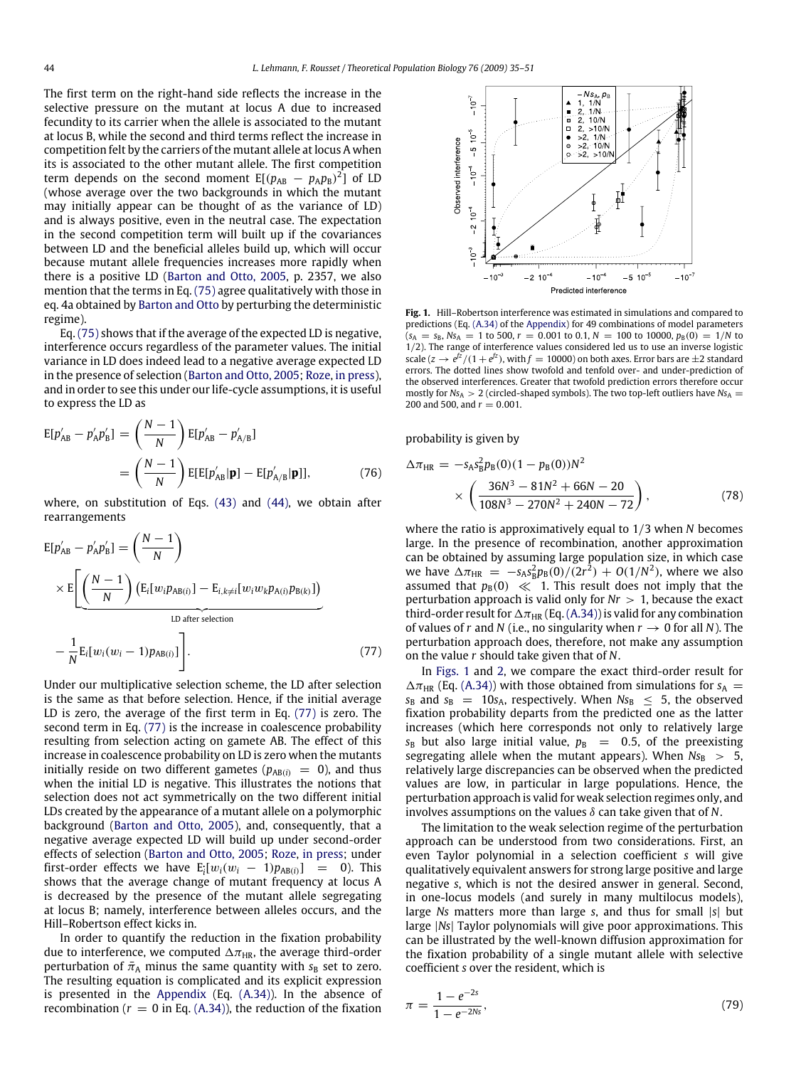The first term on the right-hand side reflects the increase in the selective pressure on the mutant at locus A due to increased fecundity to its carrier when the allele is associated to the mutant at locus B, while the second and third terms reflect the increase in competition felt by the carriers of the mutant allele at locus A when its is associated to the other mutant allele. The first competition term depends on the second moment $\mathrm{E}[(p_{AB} - p_A p_B)^2]$ of LD (whose average over the two backgrounds in which the mutant may initially appear can be thought of as the variance of LD) and is always positive, even in the neutral case. The expectation in the second competition term will built up if the covariances between LD and the beneficial alleles build up, which will occur because mutant allele frequencies increases more rapidly when there is a positive LD (Barton and Otto, 2005, p. 2357, we also mention that the terms in Eq. (75) agree qualitatively with those in eq. 4a obtained by Barton and Otto by perturbing the deterministic regime).

Eq. (75) shows that if the average of the expected LD is negative, interference occurs regardless of the parameter values. The initial variance in LD does indeed lead to a negative average expected LD in the presence of selection (Barton and Otto, 2005; Roze, in press), and in order to see this under our life-cycle assumptions, it is useful to express the LD as

$$\mathrm{E}[p'_{AB} - p'_A p'_B] = \left(\frac{N-1}{N}\right)\mathrm{E}[p'_{AB} - p'_{A/B}]$$
$$= \left(\frac{N-1}{N}\right)\mathrm{E}[\mathrm{E}[p'_{AB}|\mathbf{p}] - \mathrm{E}[p'_{A/B}|\mathbf{p}]], \tag{76}$$

where, on substitution of Eqs. (43) and (44), we obtain after rearrangements

$$\mathrm{E}[p'_{AB} - p'_A p'_B] = \left(\frac{N-1}{N}\right)$$
$$\times \mathrm{E}\Bigg[\underbrace{\left(\frac{N-1}{N}\right)\left(\mathrm{E}_i[w_i p_{AB(i)}] - \mathrm{E}_{i,k\neq i}[w_i w_k p_{A(i)} p_{B(k)}]\right)}_{\text{LD after selection}}$$
$$- \frac{1}{N}\mathrm{E}_i[w_i(w_i-1)p_{AB(i)}]\Bigg]. \tag{77}$$

Under our multiplicative selection scheme, the LD after selection is the same as that before selection. Hence, if the initial average LD is zero, the average of the first term in Eq. (77) is zero. The second term in Eq. (77) is the increase in coalescence probability resulting from selection acting on gamete AB. The effect of this increase in coalescence probability on LD is zero when the mutants initially reside on two different gametes ($p_{AB(i)} = 0$), and thus when the initial LD is negative. This illustrates the notions that selection does not act symmetrically on the two different initial LDs created by the appearance of a mutant allele on a polymorphic background (Barton and Otto, 2005), and, consequently, that a negative average expected LD will build up under second-order effects of selection (Barton and Otto, 2005; Roze, in press; under first-order effects we have $\mathrm{E}_i^{\circ}[w_i(w_i - 1)p_{AB(i)}] = 0$). This shows that the average change of mutant frequency at locus A is decreased by the presence of the mutant allele segregating at locus B; namely, interference between alleles occurs, and the Hill–Robertson effect kicks in.

In order to quantify the reduction in the fixation probability due to interference, we computed $\Delta\pi_{HR}$, the average third-order perturbation of $\bar{\pi}_A$ minus the same quantity with $s_B$ set to zero. The resulting equation is complicated and its explicit expression is presented in the Appendix (Eq. (A.34)). In the absence of recombination ($r = 0$ in Eq. (A.34)), the reduction of the fixation

**Fig. 1.** Hill–Robertson interference was estimated in simulations and compared to predictions (Eq. (A.34) of the Appendix) for 49 combinations of model parameters ($s_A = s_B$, $Ns_A = 1$ to 500, $r = 0.001$ to 0.1, $N = 100$ to 10000, $p_B(0) = 1/N$ to 1/2). The range of interference values considered led us to use an inverse logistic scale ($z \to e^{fz}/(1 + e^{fz})$, with $f = 10000$) on both axes. Error bars are $\pm 2$ standard errors. The dotted lines show twofold and tenfold over- and under-prediction of the observed interferences. Greater that twofold prediction errors therefore occur mostly for $Ns_A > 2$ (circled-shaped symbols). The two top-left outliers have $Ns_A = 200$ and 500, and $r = 0.001$.

probability is given by

$$\Delta\pi_{HR} = -s_A s_B^2 p_B(0)(1 - p_B(0))N^2$$
$$\times \left(\frac{36N^3 - 81N^2 + 66N - 20}{108N^3 - 270N^2 + 240N - 72}\right), \tag{78}$$

where the ratio is approximately equal to 1/3 when $N$ becomes large. In the presence of recombination, another approximation can be obtained by assuming large population size, in which case we have $\Delta\pi_{HR} = -s_A s_B^2 p_B(0)/(2r^2) + O(1/N^2)$, where we also assumed that $p_B(0) \ll 1$. This result does not imply that the perturbation approach is valid only for $Nr > 1$, because the exact third-order result for $\Delta\pi_{HR}$ (Eq. (A.34)) is valid for any combination of values of $r$ and $N$ (i.e., no singularity when $r \to 0$ for all $N$). The perturbation approach does, therefore, not make any assumption on the value $r$ should take given that of $N$.

In Figs. 1 and 2, we compare the exact third-order result for $\Delta\pi_{HR}$ (Eq. (A.34)) with those obtained from simulations for $s_A = s_B$ and $s_B = 10s_A$, respectively. When $Ns_B \leq 5$, the observed fixation probability departs from the predicted one as the latter increases (which here corresponds not only to relatively large $s_B$ but also large initial value, $p_B = 0.5$, of the preexisting segregating allele when the mutant appears). When $Ns_B > 5$, relatively large discrepancies can be observed when the predicted values are low, in particular in large populations. Hence, the perturbation approach is valid for weak selection regimes only, and involves assumptions on the values $\delta$ can take given that of $N$.

The limitation to the weak selection regime of the perturbation approach can be understood from two considerations. First, an even Taylor polynomial in a selection coefficient $s$ will give qualitatively equivalent answers for strong large positive and large negative $s$, which is not the desired answer in general. Second, in one-locus models (and surely in many multilocus models), large $Ns$ matters more than large $s$, and thus for small $|s|$ but large $|Ns|$ Taylor polynomials will give poor approximations. This can be illustrated by the well-known diffusion approximation for the fixation probability of a single mutant allele with selective coefficient $s$ over the resident, which is

$$\pi = \frac{1 - e^{-2s}}{1 - e^{-2Ns}}, \tag{79}$$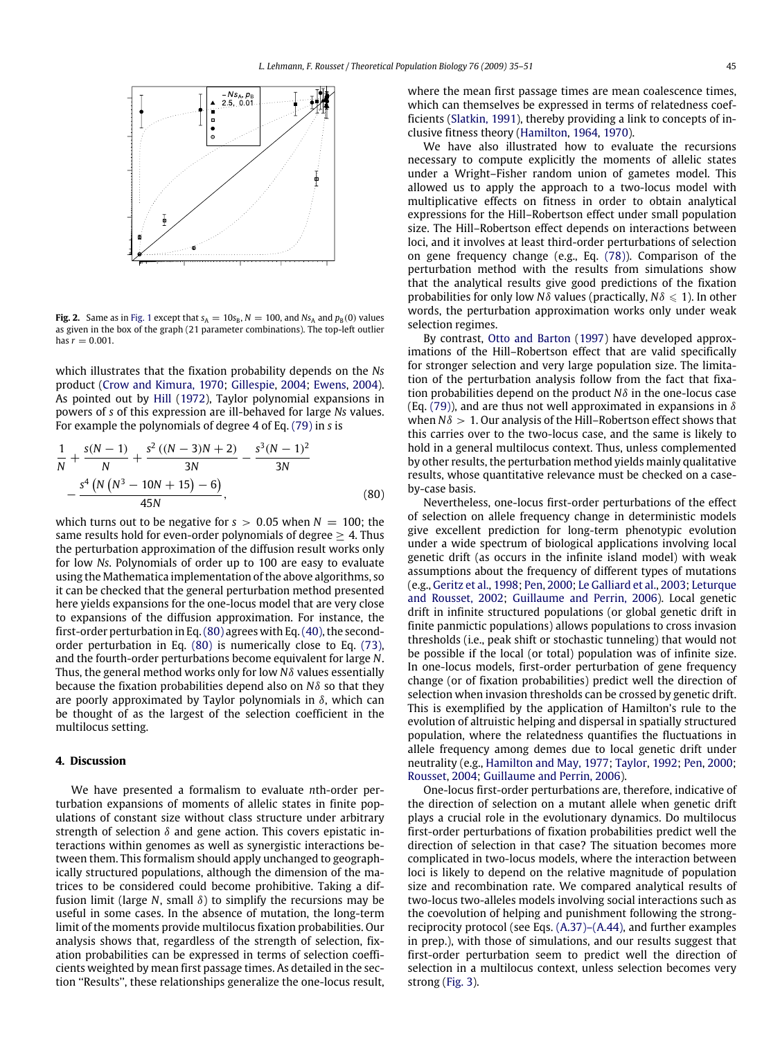**Fig. 2.** Same as in Fig. 1 except that $s_A = 10s_B$, $N = 100$, and $Ns_A$ and $p_B(0)$ values as given in the box of the graph (21 parameter combinations). The top-left outlier has $r = 0.001$.

which illustrates that the fixation probability depends on the $Ns$ product (Crow and Kimura, 1970; Gillespie, 2004; Ewens, 2004). As pointed out by Hill (1972), Taylor polynomial expansions in powers of $s$ of this expression are ill-behaved for large $Ns$ values. For example the polynomials of degree 4 of Eq. (79) in $s$ is

$$\frac{1}{N} + \frac{s(N-1)}{N} + \frac{s^2\left((N-3)N+2\right)}{3N} - \frac{s^3(N-1)^2}{3N} - \frac{s^4\left(N\left(N^3-10N+15\right)-6\right)}{45N}, \tag{80}$$

which turns out to be negative for $s > 0.05$ when $N = 100$; the same results hold for even-order polynomials of degree $\geq 4$. Thus the perturbation approximation of the diffusion result works only for low $Ns$. Polynomials of order up to 100 are easy to evaluate using the Mathematica implementation of the above algorithms, so it can be checked that the general perturbation method presented here yields expansions for the one-locus model that are very close to expansions of the diffusion approximation. For instance, the first-order perturbation in Eq. (80) agrees with Eq. (40), the second-order perturbation in Eq. (80) is numerically close to Eq. (73), and the fourth-order perturbations become equivalent for large $N$. Thus, the general method works only for low $N\delta$ values essentially because the fixation probabilities depend also on $N\delta$ so that they are poorly approximated by Taylor polynomials in $\delta$, which can be thought of as the largest of the selection coefficient in the multilocus setting.

## 4. Discussion

We have presented a formalism to evaluate $n$th-order perturbation expansions of moments of allelic states in finite populations of constant size without class structure under arbitrary strength of selection $\delta$ and gene action. This covers epistatic interactions within genomes as well as synergistic interactions between them. This formalism should apply unchanged to geographically structured populations, although the dimension of the matrices to be considered could become prohibitive. Taking a diffusion limit (large $N$, small $\delta$) to simplify the recursions may be useful in some cases. In the absence of mutation, the long-term limit of the moments provide multilocus fixation probabilities. Our analysis shows that, regardless of the strength of selection, fixation probabilities can be expressed in terms of selection coefficients weighted by mean first passage times. As detailed in the section "Results", these relationships generalize the one-locus result, where the mean first passage times are mean coalescence times, which can themselves be expressed in terms of relatedness coefficients (Slatkin, 1991), thereby providing a link to concepts of inclusive fitness theory (Hamilton, 1964, 1970).

We have also illustrated how to evaluate the recursions necessary to compute explicitly the moments of allelic states under a Wright–Fisher random union of gametes model. This allowed us to apply the approach to a two-locus model with multiplicative effects on fitness in order to obtain analytical expressions for the Hill–Robertson effect under small population size. The Hill–Robertson effect depends on interactions between loci, and it involves at least third-order perturbations of selection on gene frequency change (e.g., Eq. (78)). Comparison of the perturbation method with the results from simulations show that the analytical results give good predictions of the fixation probabilities for only low $N\delta$ values (practically, $N\delta \leqslant 1$). In other words, the perturbation approximation works only under weak selection regimes.

By contrast, Otto and Barton (1997) have developed approximations of the Hill–Robertson effect that are valid specifically for stronger selection and very large population size. The limitation of the perturbation analysis follow from the fact that fixation probabilities depend on the product $N\delta$ in the one-locus case (Eq. (79)), and are thus not well approximated in expansions in $\delta$ when $N\delta > 1$. Our analysis of the Hill–Robertson effect shows that this carries over to the two-locus case, and the same is likely to hold in a general multilocus context. Thus, unless complemented by other results, the perturbation method yields mainly qualitative results, whose quantitative relevance must be checked on a case-by-case basis.

Nevertheless, one-locus first-order perturbations of the effect of selection on allele frequency change in deterministic models give excellent prediction for long-term phenotypic evolution under a wide spectrum of biological applications involving local genetic drift (as occurs in the infinite island model) with weak assumptions about the frequency of different types of mutations (e.g., Geritz et al., 1998; Pen, 2000; Le Galliard et al., 2003; Leturque and Rousset, 2002; Guillaume and Perrin, 2006). Local genetic drift in infinite structured populations (or global genetic drift in finite panmictic populations) allows populations to cross invasion thresholds (i.e., peak shift or stochastic tunneling) that would not be possible if the local (or total) population was of infinite size. In one-locus models, first-order perturbation of gene frequency change (or of fixation probabilities) predict well the direction of selection when invasion thresholds can be crossed by genetic drift. This is exemplified by the application of Hamilton's rule to the evolution of altruistic helping and dispersal in spatially structured population, where the relatedness quantifies the fluctuations in allele frequency among demes due to local genetic drift under neutrality (e.g., Hamilton and May, 1977; Taylor, 1992; Pen, 2000; Rousset, 2004; Guillaume and Perrin, 2006).

One-locus first-order perturbations are, therefore, indicative of the direction of selection on a mutant allele when genetic drift plays a crucial role in the evolutionary dynamics. Do multilocus first-order perturbations of fixation probabilities predict well the direction of selection in that case? The situation becomes more complicated in two-locus models, where the interaction between loci is likely to depend on the relative magnitude of population size and recombination rate. We compared analytical results of two-locus two-alleles models involving social interactions such as the coevolution of helping and punishment following the strong-reciprocity protocol (see Eqs. (A.37)–(A.44), and further examples in prep.), with those of simulations, and our results suggest that first-order perturbation seem to predict well the direction of selection in a multilocus context, unless selection becomes very strong (Fig. 3).